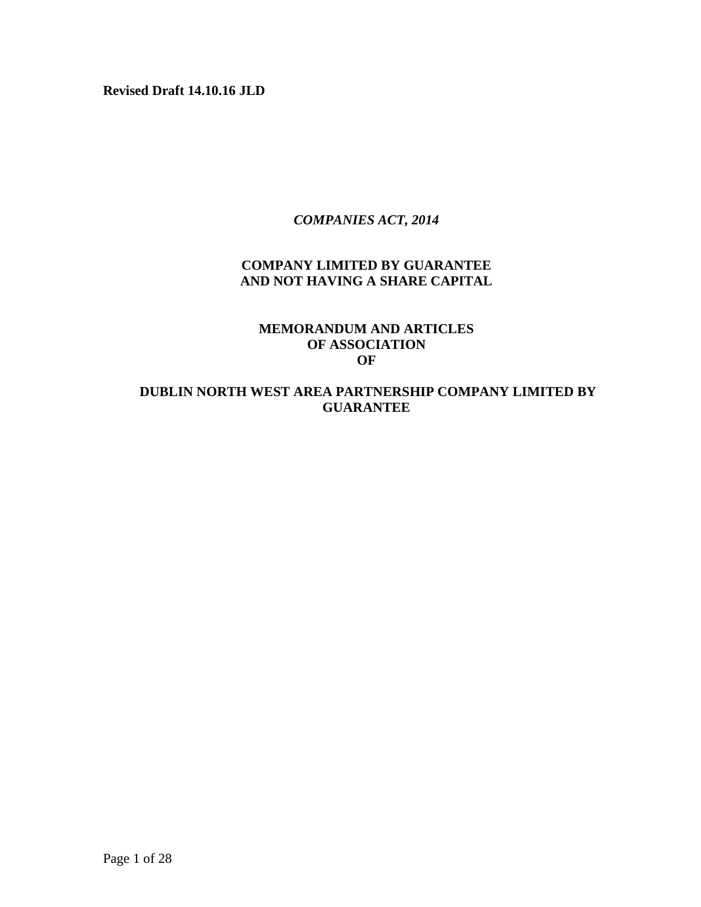**Revised Draft 14.10.16 JLD**

***COMPANIES ACT, 2014***

**COMPANY LIMITED BY GUARANTEE**
**AND NOT HAVING A SHARE CAPITAL**

**MEMORANDUM AND ARTICLES**
**OF ASSOCIATION**
**OF**

**DUBLIN NORTH WEST AREA PARTNERSHIP COMPANY LIMITED BY GUARANTEE**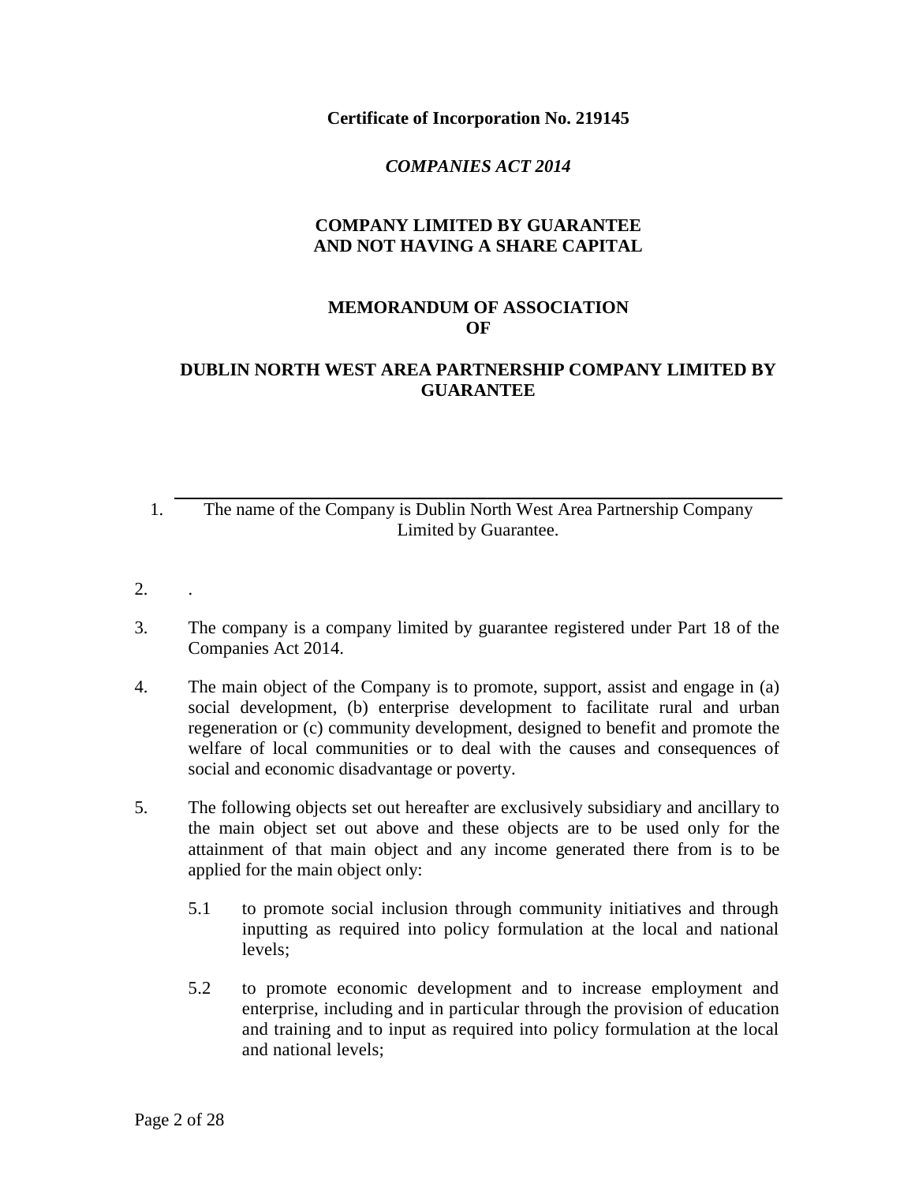**Certificate of Incorporation No. 219145**

***COMPANIES ACT 2014***

**COMPANY LIMITED BY GUARANTEE AND NOT HAVING A SHARE CAPITAL**

**MEMORANDUM OF ASSOCIATION OF**

**DUBLIN NORTH WEST AREA PARTNERSHIP COMPANY LIMITED BY GUARANTEE**

---

1. The name of the Company is Dublin North West Area Partnership Company Limited by Guarantee.

2. .

3. The company is a company limited by guarantee registered under Part 18 of the Companies Act 2014.

4. The main object of the Company is to promote, support, assist and engage in (a) social development, (b) enterprise development to facilitate rural and urban regeneration or (c) community development, designed to benefit and promote the welfare of local communities or to deal with the causes and consequences of social and economic disadvantage or poverty.

5. The following objects set out hereafter are exclusively subsidiary and ancillary to the main object set out above and these objects are to be used only for the attainment of that main object and any income generated there from is to be applied for the main object only:

   5.1 to promote social inclusion through community initiatives and through inputting as required into policy formulation at the local and national levels;

   5.2 to promote economic development and to increase employment and enterprise, including and in particular through the provision of education and training and to input as required into policy formulation at the local and national levels;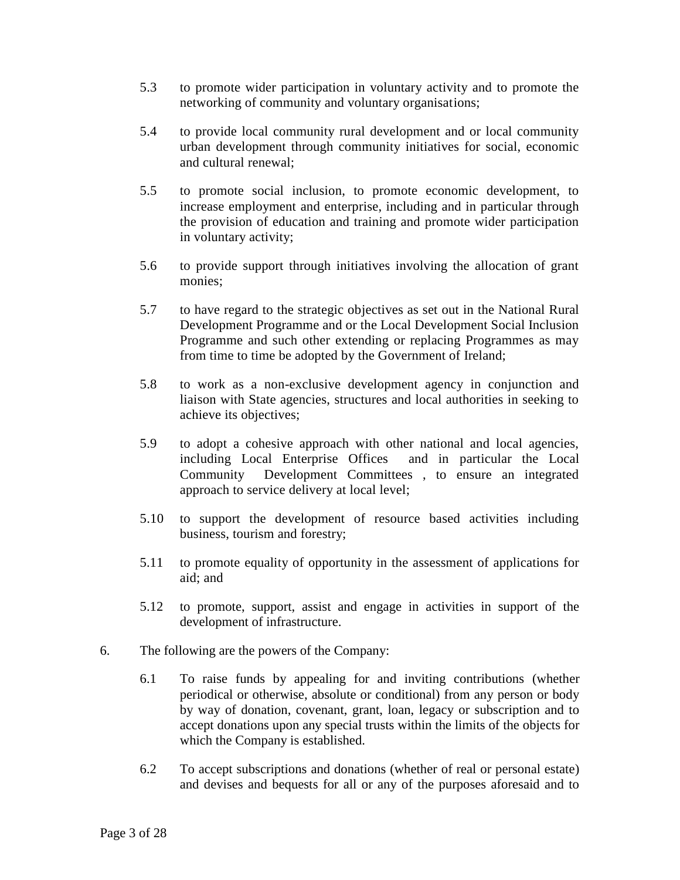5.3 to promote wider participation in voluntary activity and to promote the networking of community and voluntary organisations;

5.4 to provide local community rural development and or local community urban development through community initiatives for social, economic and cultural renewal;

5.5 to promote social inclusion, to promote economic development, to increase employment and enterprise, including and in particular through the provision of education and training and promote wider participation in voluntary activity;

5.6 to provide support through initiatives involving the allocation of grant monies;

5.7 to have regard to the strategic objectives as set out in the National Rural Development Programme and or the Local Development Social Inclusion Programme and such other extending or replacing Programmes as may from time to time be adopted by the Government of Ireland;

5.8 to work as a non-exclusive development agency in conjunction and liaison with State agencies, structures and local authorities in seeking to achieve its objectives;

5.9 to adopt a cohesive approach with other national and local agencies, including Local Enterprise Offices and in particular the Local Community Development Committees , to ensure an integrated approach to service delivery at local level;

5.10 to support the development of resource based activities including business, tourism and forestry;

5.11 to promote equality of opportunity in the assessment of applications for aid; and

5.12 to promote, support, assist and engage in activities in support of the development of infrastructure.

6. The following are the powers of the Company:

6.1 To raise funds by appealing for and inviting contributions (whether periodical or otherwise, absolute or conditional) from any person or body by way of donation, covenant, grant, loan, legacy or subscription and to accept donations upon any special trusts within the limits of the objects for which the Company is established.

6.2 To accept subscriptions and donations (whether of real or personal estate) and devises and bequests for all or any of the purposes aforesaid and to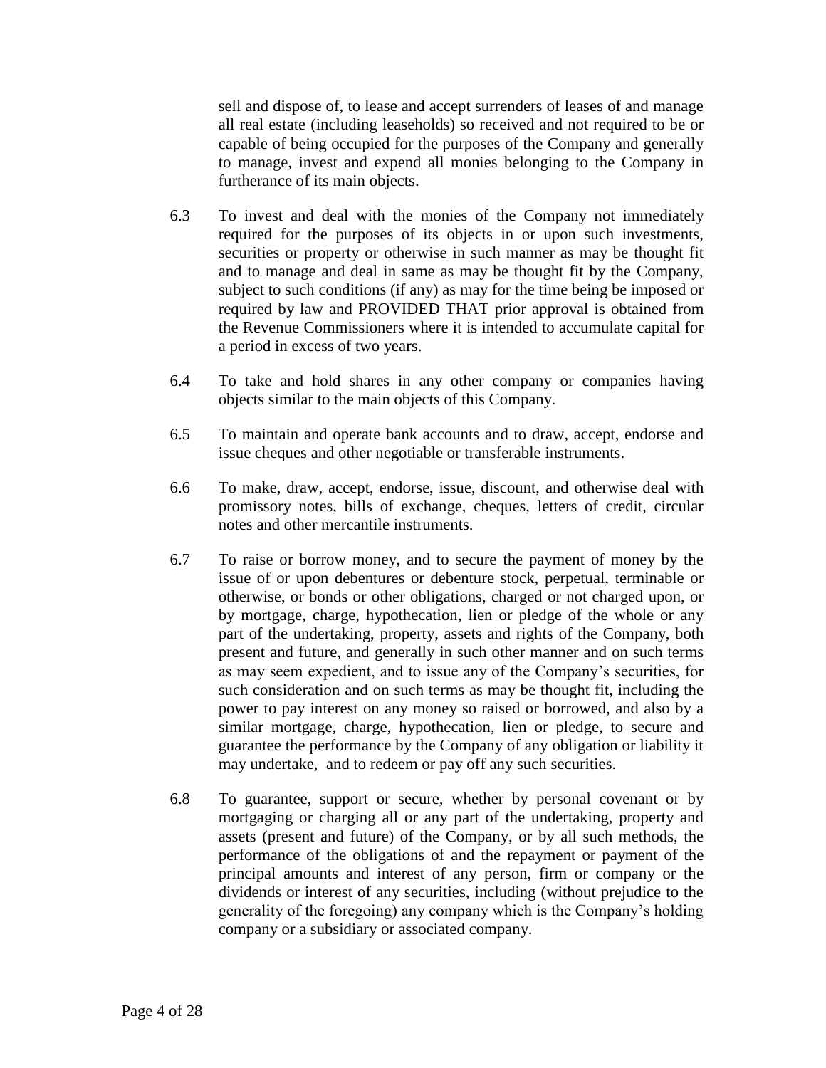sell and dispose of, to lease and accept surrenders of leases of and manage all real estate (including leaseholds) so received and not required to be or capable of being occupied for the purposes of the Company and generally to manage, invest and expend all monies belonging to the Company in furtherance of its main objects.

6.3 To invest and deal with the monies of the Company not immediately required for the purposes of its objects in or upon such investments, securities or property or otherwise in such manner as may be thought fit and to manage and deal in same as may be thought fit by the Company, subject to such conditions (if any) as may for the time being be imposed or required by law and PROVIDED THAT prior approval is obtained from the Revenue Commissioners where it is intended to accumulate capital for a period in excess of two years.

6.4 To take and hold shares in any other company or companies having objects similar to the main objects of this Company.

6.5 To maintain and operate bank accounts and to draw, accept, endorse and issue cheques and other negotiable or transferable instruments.

6.6 To make, draw, accept, endorse, issue, discount, and otherwise deal with promissory notes, bills of exchange, cheques, letters of credit, circular notes and other mercantile instruments.

6.7 To raise or borrow money, and to secure the payment of money by the issue of or upon debentures or debenture stock, perpetual, terminable or otherwise, or bonds or other obligations, charged or not charged upon, or by mortgage, charge, hypothecation, lien or pledge of the whole or any part of the undertaking, property, assets and rights of the Company, both present and future, and generally in such other manner and on such terms as may seem expedient, and to issue any of the Company's securities, for such consideration and on such terms as may be thought fit, including the power to pay interest on any money so raised or borrowed, and also by a similar mortgage, charge, hypothecation, lien or pledge, to secure and guarantee the performance by the Company of any obligation or liability it may undertake, and to redeem or pay off any such securities.

6.8 To guarantee, support or secure, whether by personal covenant or by mortgaging or charging all or any part of the undertaking, property and assets (present and future) of the Company, or by all such methods, the performance of the obligations of and the repayment or payment of the principal amounts and interest of any person, firm or company or the dividends or interest of any securities, including (without prejudice to the generality of the foregoing) any company which is the Company's holding company or a subsidiary or associated company.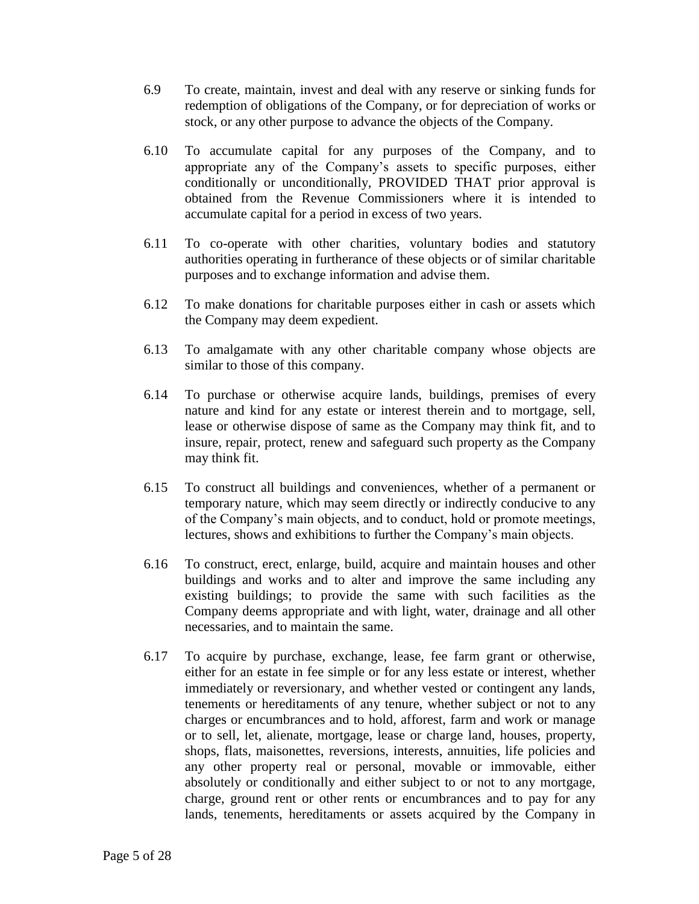6.9 To create, maintain, invest and deal with any reserve or sinking funds for redemption of obligations of the Company, or for depreciation of works or stock, or any other purpose to advance the objects of the Company.

6.10 To accumulate capital for any purposes of the Company, and to appropriate any of the Company's assets to specific purposes, either conditionally or unconditionally, PROVIDED THAT prior approval is obtained from the Revenue Commissioners where it is intended to accumulate capital for a period in excess of two years.

6.11 To co-operate with other charities, voluntary bodies and statutory authorities operating in furtherance of these objects or of similar charitable purposes and to exchange information and advise them.

6.12 To make donations for charitable purposes either in cash or assets which the Company may deem expedient.

6.13 To amalgamate with any other charitable company whose objects are similar to those of this company.

6.14 To purchase or otherwise acquire lands, buildings, premises of every nature and kind for any estate or interest therein and to mortgage, sell, lease or otherwise dispose of same as the Company may think fit, and to insure, repair, protect, renew and safeguard such property as the Company may think fit.

6.15 To construct all buildings and conveniences, whether of a permanent or temporary nature, which may seem directly or indirectly conducive to any of the Company's main objects, and to conduct, hold or promote meetings, lectures, shows and exhibitions to further the Company's main objects.

6.16 To construct, erect, enlarge, build, acquire and maintain houses and other buildings and works and to alter and improve the same including any existing buildings; to provide the same with such facilities as the Company deems appropriate and with light, water, drainage and all other necessaries, and to maintain the same.

6.17 To acquire by purchase, exchange, lease, fee farm grant or otherwise, either for an estate in fee simple or for any less estate or interest, whether immediately or reversionary, and whether vested or contingent any lands, tenements or hereditaments of any tenure, whether subject or not to any charges or encumbrances and to hold, afforest, farm and work or manage or to sell, let, alienate, mortgage, lease or charge land, houses, property, shops, flats, maisonettes, reversions, interests, annuities, life policies and any other property real or personal, movable or immovable, either absolutely or conditionally and either subject to or not to any mortgage, charge, ground rent or other rents or encumbrances and to pay for any lands, tenements, hereditaments or assets acquired by the Company in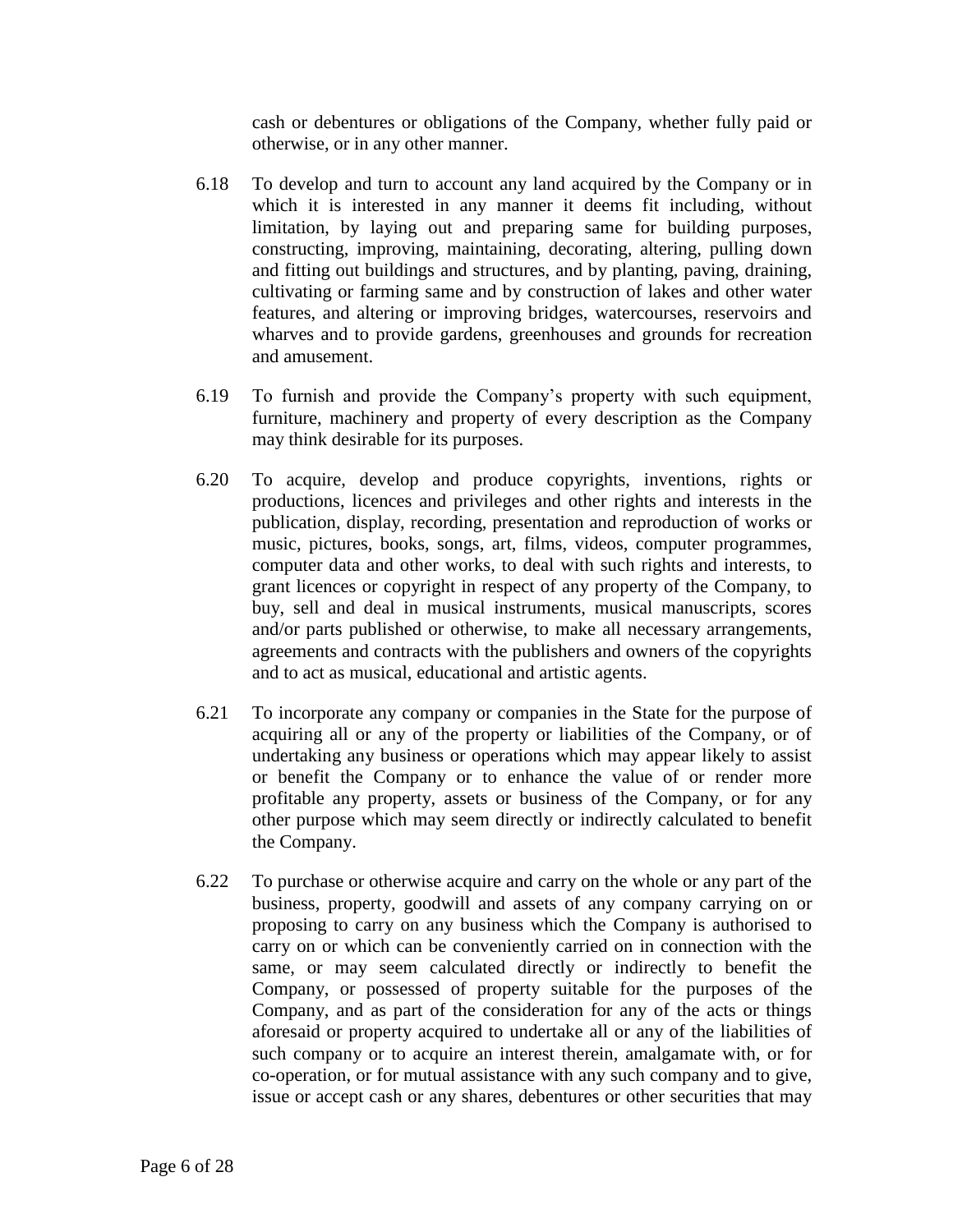cash or debentures or obligations of the Company, whether fully paid or otherwise, or in any other manner.

6.18 To develop and turn to account any land acquired by the Company or in which it is interested in any manner it deems fit including, without limitation, by laying out and preparing same for building purposes, constructing, improving, maintaining, decorating, altering, pulling down and fitting out buildings and structures, and by planting, paving, draining, cultivating or farming same and by construction of lakes and other water features, and altering or improving bridges, watercourses, reservoirs and wharves and to provide gardens, greenhouses and grounds for recreation and amusement.

6.19 To furnish and provide the Company's property with such equipment, furniture, machinery and property of every description as the Company may think desirable for its purposes.

6.20 To acquire, develop and produce copyrights, inventions, rights or productions, licences and privileges and other rights and interests in the publication, display, recording, presentation and reproduction of works or music, pictures, books, songs, art, films, videos, computer programmes, computer data and other works, to deal with such rights and interests, to grant licences or copyright in respect of any property of the Company, to buy, sell and deal in musical instruments, musical manuscripts, scores and/or parts published or otherwise, to make all necessary arrangements, agreements and contracts with the publishers and owners of the copyrights and to act as musical, educational and artistic agents.

6.21 To incorporate any company or companies in the State for the purpose of acquiring all or any of the property or liabilities of the Company, or of undertaking any business or operations which may appear likely to assist or benefit the Company or to enhance the value of or render more profitable any property, assets or business of the Company, or for any other purpose which may seem directly or indirectly calculated to benefit the Company.

6.22 To purchase or otherwise acquire and carry on the whole or any part of the business, property, goodwill and assets of any company carrying on or proposing to carry on any business which the Company is authorised to carry on or which can be conveniently carried on in connection with the same, or may seem calculated directly or indirectly to benefit the Company, or possessed of property suitable for the purposes of the Company, and as part of the consideration for any of the acts or things aforesaid or property acquired to undertake all or any of the liabilities of such company or to acquire an interest therein, amalgamate with, or for co-operation, or for mutual assistance with any such company and to give, issue or accept cash or any shares, debentures or other securities that may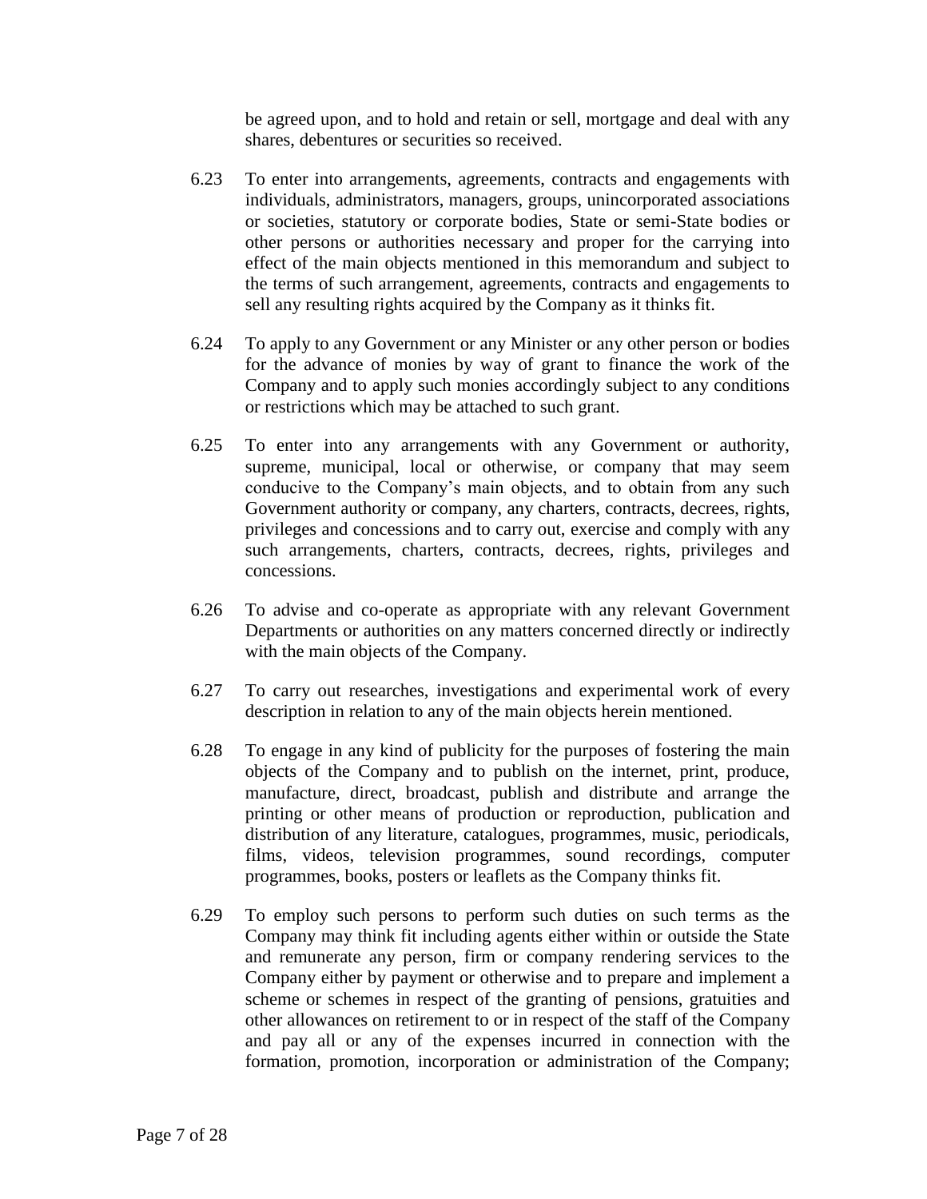be agreed upon, and to hold and retain or sell, mortgage and deal with any shares, debentures or securities so received.

6.23 To enter into arrangements, agreements, contracts and engagements with individuals, administrators, managers, groups, unincorporated associations or societies, statutory or corporate bodies, State or semi-State bodies or other persons or authorities necessary and proper for the carrying into effect of the main objects mentioned in this memorandum and subject to the terms of such arrangement, agreements, contracts and engagements to sell any resulting rights acquired by the Company as it thinks fit.

6.24 To apply to any Government or any Minister or any other person or bodies for the advance of monies by way of grant to finance the work of the Company and to apply such monies accordingly subject to any conditions or restrictions which may be attached to such grant.

6.25 To enter into any arrangements with any Government or authority, supreme, municipal, local or otherwise, or company that may seem conducive to the Company's main objects, and to obtain from any such Government authority or company, any charters, contracts, decrees, rights, privileges and concessions and to carry out, exercise and comply with any such arrangements, charters, contracts, decrees, rights, privileges and concessions.

6.26 To advise and co-operate as appropriate with any relevant Government Departments or authorities on any matters concerned directly or indirectly with the main objects of the Company.

6.27 To carry out researches, investigations and experimental work of every description in relation to any of the main objects herein mentioned.

6.28 To engage in any kind of publicity for the purposes of fostering the main objects of the Company and to publish on the internet, print, produce, manufacture, direct, broadcast, publish and distribute and arrange the printing or other means of production or reproduction, publication and distribution of any literature, catalogues, programmes, music, periodicals, films, videos, television programmes, sound recordings, computer programmes, books, posters or leaflets as the Company thinks fit.

6.29 To employ such persons to perform such duties on such terms as the Company may think fit including agents either within or outside the State and remunerate any person, firm or company rendering services to the Company either by payment or otherwise and to prepare and implement a scheme or schemes in respect of the granting of pensions, gratuities and other allowances on retirement to or in respect of the staff of the Company and pay all or any of the expenses incurred in connection with the formation, promotion, incorporation or administration of the Company;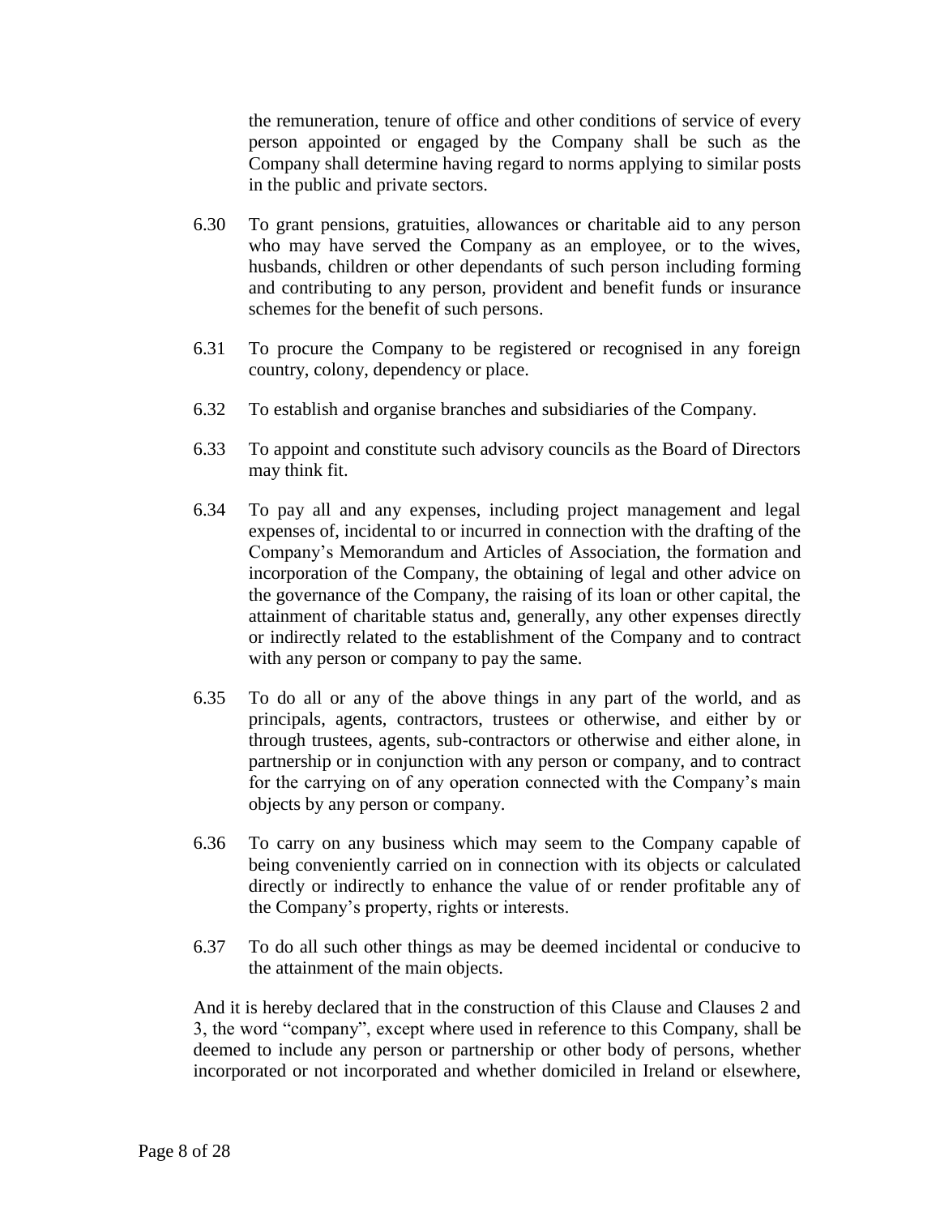the remuneration, tenure of office and other conditions of service of every person appointed or engaged by the Company shall be such as the Company shall determine having regard to norms applying to similar posts in the public and private sectors.

6.30 To grant pensions, gratuities, allowances or charitable aid to any person who may have served the Company as an employee, or to the wives, husbands, children or other dependants of such person including forming and contributing to any person, provident and benefit funds or insurance schemes for the benefit of such persons.

6.31 To procure the Company to be registered or recognised in any foreign country, colony, dependency or place.

6.32 To establish and organise branches and subsidiaries of the Company.

6.33 To appoint and constitute such advisory councils as the Board of Directors may think fit.

6.34 To pay all and any expenses, including project management and legal expenses of, incidental to or incurred in connection with the drafting of the Company's Memorandum and Articles of Association, the formation and incorporation of the Company, the obtaining of legal and other advice on the governance of the Company, the raising of its loan or other capital, the attainment of charitable status and, generally, any other expenses directly or indirectly related to the establishment of the Company and to contract with any person or company to pay the same.

6.35 To do all or any of the above things in any part of the world, and as principals, agents, contractors, trustees or otherwise, and either by or through trustees, agents, sub-contractors or otherwise and either alone, in partnership or in conjunction with any person or company, and to contract for the carrying on of any operation connected with the Company's main objects by any person or company.

6.36 To carry on any business which may seem to the Company capable of being conveniently carried on in connection with its objects or calculated directly or indirectly to enhance the value of or render profitable any of the Company's property, rights or interests.

6.37 To do all such other things as may be deemed incidental or conducive to the attainment of the main objects.

And it is hereby declared that in the construction of this Clause and Clauses 2 and 3, the word "company", except where used in reference to this Company, shall be deemed to include any person or partnership or other body of persons, whether incorporated or not incorporated and whether domiciled in Ireland or elsewhere,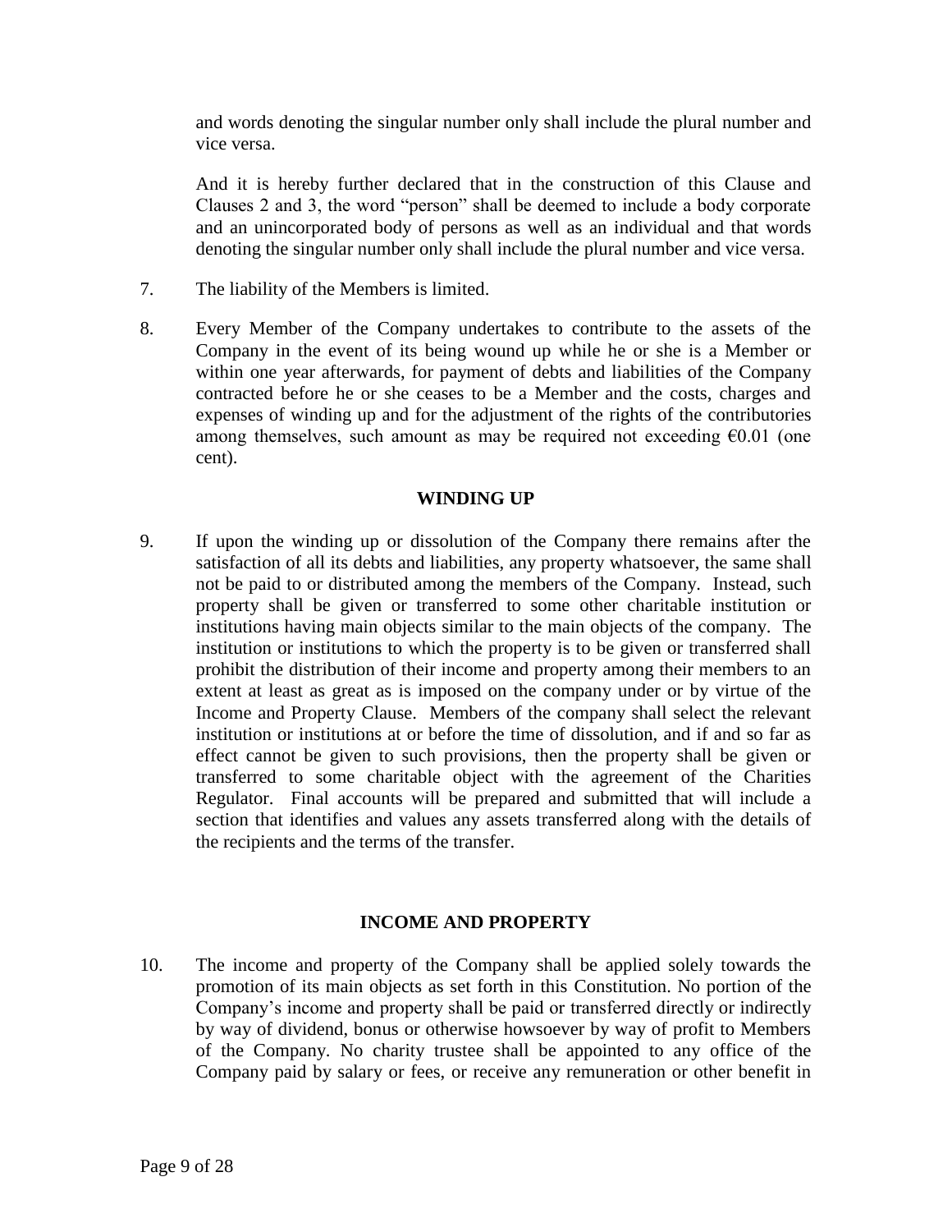and words denoting the singular number only shall include the plural number and vice versa.

And it is hereby further declared that in the construction of this Clause and Clauses 2 and 3, the word "person" shall be deemed to include a body corporate and an unincorporated body of persons as well as an individual and that words denoting the singular number only shall include the plural number and vice versa.

7. The liability of the Members is limited.

8. Every Member of the Company undertakes to contribute to the assets of the Company in the event of its being wound up while he or she is a Member or within one year afterwards, for payment of debts and liabilities of the Company contracted before he or she ceases to be a Member and the costs, charges and expenses of winding up and for the adjustment of the rights of the contributories among themselves, such amount as may be required not exceeding €0.01 (one cent).

## WINDING UP

9. If upon the winding up or dissolution of the Company there remains after the satisfaction of all its debts and liabilities, any property whatsoever, the same shall not be paid to or distributed among the members of the Company. Instead, such property shall be given or transferred to some other charitable institution or institutions having main objects similar to the main objects of the company. The institution or institutions to which the property is to be given or transferred shall prohibit the distribution of their income and property among their members to an extent at least as great as is imposed on the company under or by virtue of the Income and Property Clause. Members of the company shall select the relevant institution or institutions at or before the time of dissolution, and if and so far as effect cannot be given to such provisions, then the property shall be given or transferred to some charitable object with the agreement of the Charities Regulator. Final accounts will be prepared and submitted that will include a section that identifies and values any assets transferred along with the details of the recipients and the terms of the transfer.

## INCOME AND PROPERTY

10. The income and property of the Company shall be applied solely towards the promotion of its main objects as set forth in this Constitution. No portion of the Company's income and property shall be paid or transferred directly or indirectly by way of dividend, bonus or otherwise howsoever by way of profit to Members of the Company. No charity trustee shall be appointed to any office of the Company paid by salary or fees, or receive any remuneration or other benefit in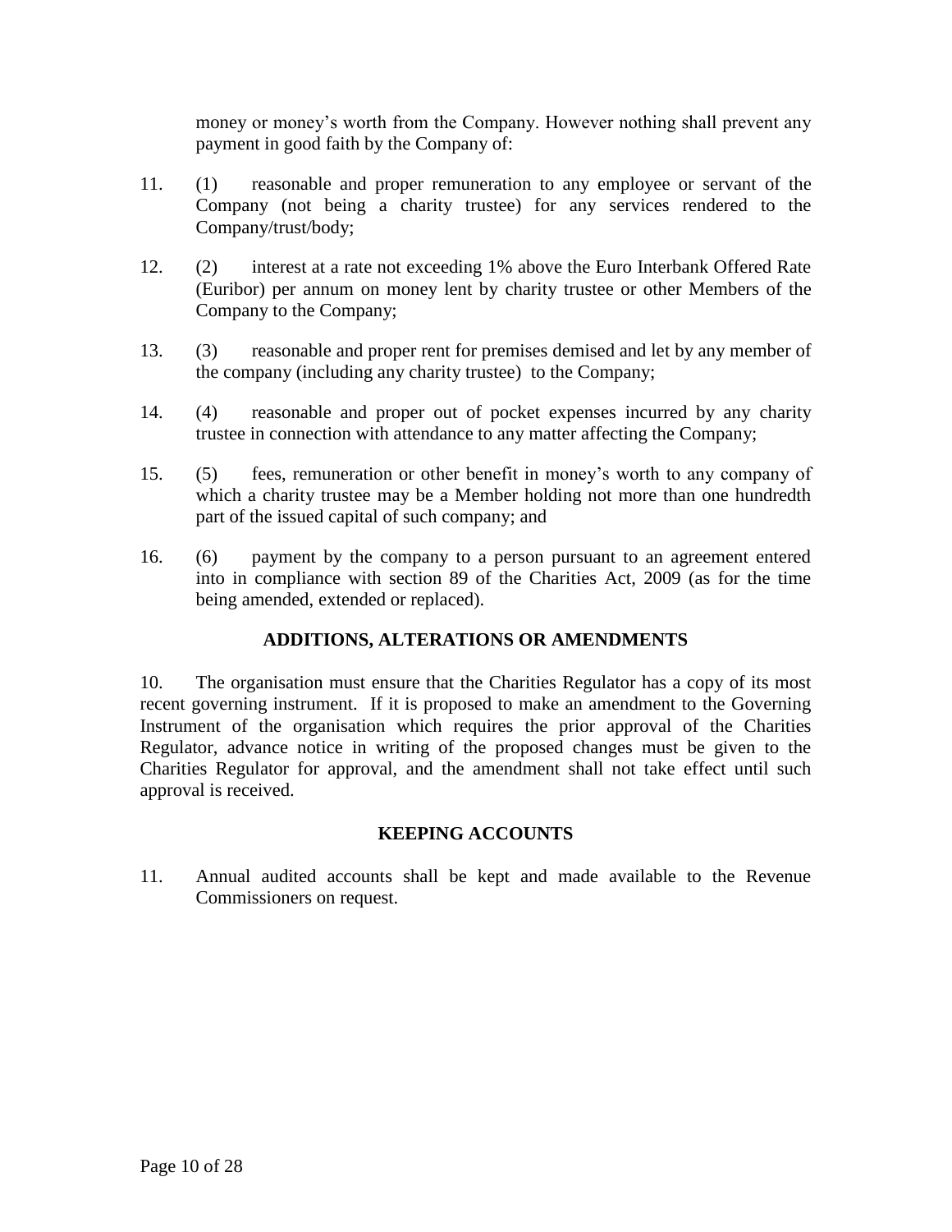money or money's worth from the Company. However nothing shall prevent any payment in good faith by the Company of:

11. (1) reasonable and proper remuneration to any employee or servant of the Company (not being a charity trustee) for any services rendered to the Company/trust/body;

12. (2) interest at a rate not exceeding 1% above the Euro Interbank Offered Rate (Euribor) per annum on money lent by charity trustee or other Members of the Company to the Company;

13. (3) reasonable and proper rent for premises demised and let by any member of the company (including any charity trustee) to the Company;

14. (4) reasonable and proper out of pocket expenses incurred by any charity trustee in connection with attendance to any matter affecting the Company;

15. (5) fees, remuneration or other benefit in money's worth to any company of which a charity trustee may be a Member holding not more than one hundredth part of the issued capital of such company; and

16. (6) payment by the company to a person pursuant to an agreement entered into in compliance with section 89 of the Charities Act, 2009 (as for the time being amended, extended or replaced).

## ADDITIONS, ALTERATIONS OR AMENDMENTS

10. The organisation must ensure that the Charities Regulator has a copy of its most recent governing instrument. If it is proposed to make an amendment to the Governing Instrument of the organisation which requires the prior approval of the Charities Regulator, advance notice in writing of the proposed changes must be given to the Charities Regulator for approval, and the amendment shall not take effect until such approval is received.

## KEEPING ACCOUNTS

11. Annual audited accounts shall be kept and made available to the Revenue Commissioners on request.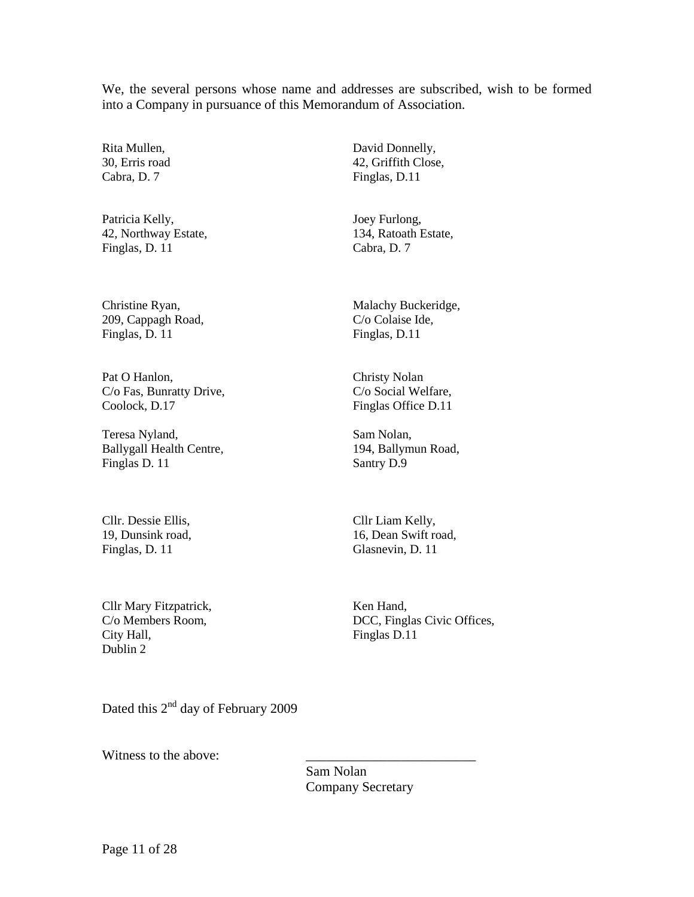We, the several persons whose name and addresses are subscribed, wish to be formed into a Company in pursuance of this Memorandum of Association.

Rita Mullen,
30, Erris road
Cabra, D. 7

David Donnelly,
42, Griffith Close,
Finglas, D.11

Patricia Kelly,
42, Northway Estate,
Finglas, D. 11

Joey Furlong,
134, Ratoath Estate,
Cabra, D. 7

Christine Ryan,
209, Cappagh Road,
Finglas, D. 11

Malachy Buckeridge,
C/o Colaise Ide,
Finglas, D.11

Pat O Hanlon,
C/o Fas, Bunratty Drive,
Coolock, D.17

Christy Nolan
C/o Social Welfare,
Finglas Office D.11

Teresa Nyland,
Ballygall Health Centre,
Finglas D. 11

Sam Nolan,
194, Ballymun Road,
Santry D.9

Cllr. Dessie Ellis,
19, Dunsink road,
Finglas, D. 11

Cllr Liam Kelly,
16, Dean Swift road,
Glasnevin, D. 11

Cllr Mary Fitzpatrick,
C/o Members Room,
City Hall,
Dublin 2

Ken Hand,
DCC, Finglas Civic Offices,
Finglas D.11

Dated this 2nd day of February 2009

Witness to the above: \_\_\_\_\_\_\_\_\_\_\_\_\_\_\_\_\_\_\_\_\_\_\_\_\_

Sam Nolan
Company Secretary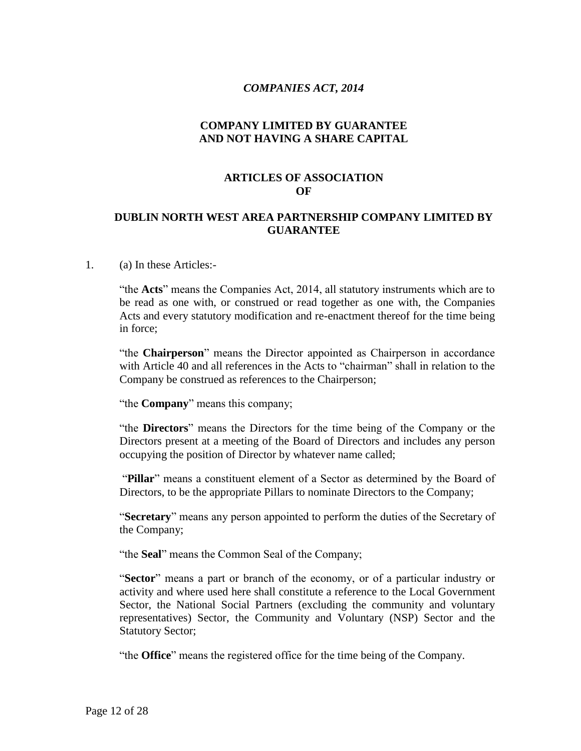*COMPANIES ACT, 2014*

**COMPANY LIMITED BY GUARANTEE AND NOT HAVING A SHARE CAPITAL**

**ARTICLES OF ASSOCIATION OF**

**DUBLIN NORTH WEST AREA PARTNERSHIP COMPANY LIMITED BY GUARANTEE**

1. (a) In these Articles:-

"the **Acts**" means the Companies Act, 2014, all statutory instruments which are to be read as one with, or construed or read together as one with, the Companies Acts and every statutory modification and re-enactment thereof for the time being in force;

"the **Chairperson**" means the Director appointed as Chairperson in accordance with Article 40 and all references in the Acts to "chairman" shall in relation to the Company be construed as references to the Chairperson;

"the **Company**" means this company;

"the **Directors**" means the Directors for the time being of the Company or the Directors present at a meeting of the Board of Directors and includes any person occupying the position of Director by whatever name called;

"**Pillar**" means a constituent element of a Sector as determined by the Board of Directors, to be the appropriate Pillars to nominate Directors to the Company;

"**Secretary**" means any person appointed to perform the duties of the Secretary of the Company;

"the **Seal**" means the Common Seal of the Company;

"**Sector**" means a part or branch of the economy, or of a particular industry or activity and where used here shall constitute a reference to the Local Government Sector, the National Social Partners (excluding the community and voluntary representatives) Sector, the Community and Voluntary (NSP) Sector and the Statutory Sector;

"the **Office**" means the registered office for the time being of the Company.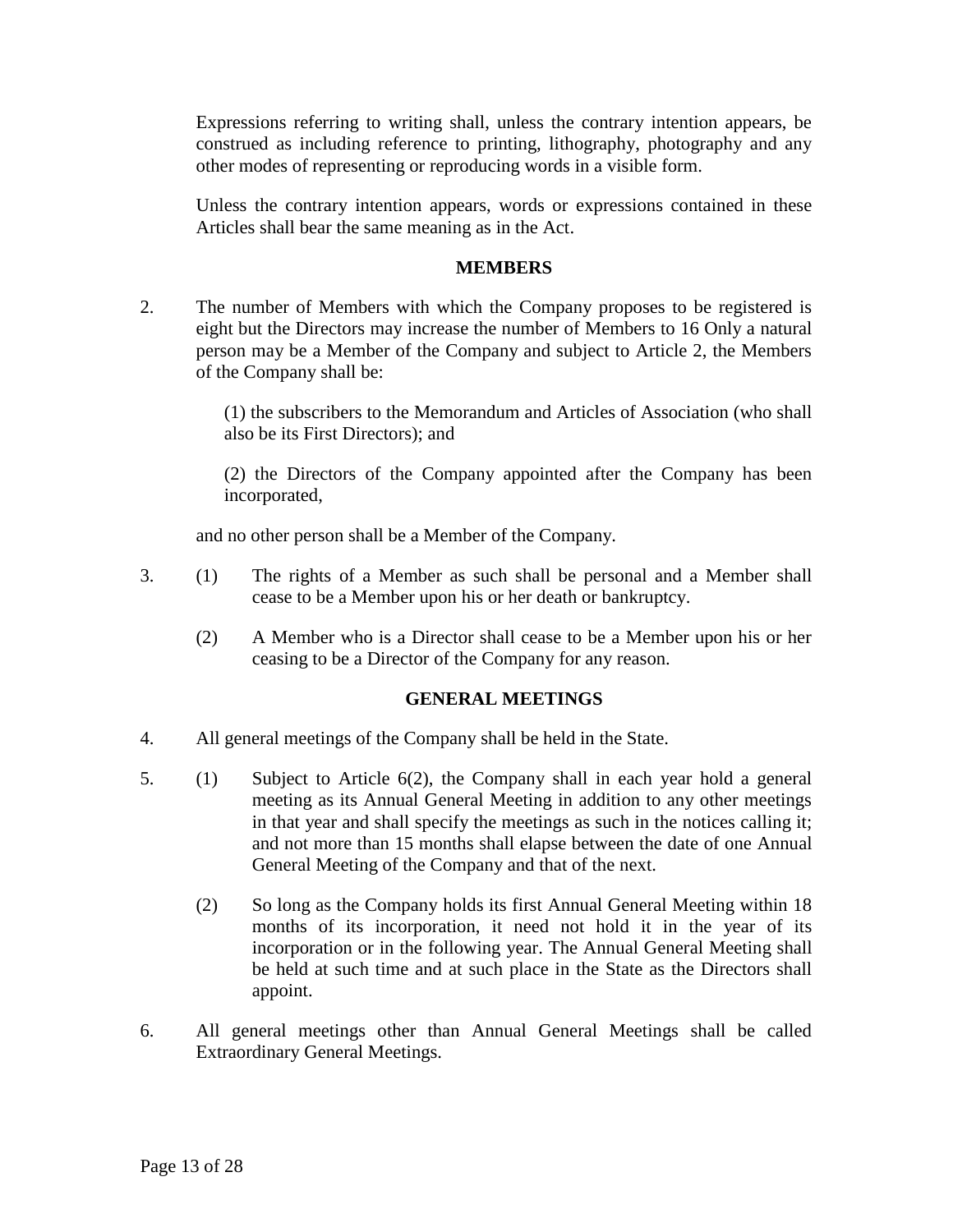Expressions referring to writing shall, unless the contrary intention appears, be construed as including reference to printing, lithography, photography and any other modes of representing or reproducing words in a visible form.

Unless the contrary intention appears, words or expressions contained in these Articles shall bear the same meaning as in the Act.

### MEMBERS

2. The number of Members with which the Company proposes to be registered is eight but the Directors may increase the number of Members to 16 Only a natural person may be a Member of the Company and subject to Article 2, the Members of the Company shall be:

   (1) the subscribers to the Memorandum and Articles of Association (who shall also be its First Directors); and

   (2) the Directors of the Company appointed after the Company has been incorporated,

   and no other person shall be a Member of the Company.

3. (1) The rights of a Member as such shall be personal and a Member shall cease to be a Member upon his or her death or bankruptcy.

   (2) A Member who is a Director shall cease to be a Member upon his or her ceasing to be a Director of the Company for any reason.

### GENERAL MEETINGS

4. All general meetings of the Company shall be held in the State.

5. (1) Subject to Article 6(2), the Company shall in each year hold a general meeting as its Annual General Meeting in addition to any other meetings in that year and shall specify the meetings as such in the notices calling it; and not more than 15 months shall elapse between the date of one Annual General Meeting of the Company and that of the next.

   (2) So long as the Company holds its first Annual General Meeting within 18 months of its incorporation, it need not hold it in the year of its incorporation or in the following year. The Annual General Meeting shall be held at such time and at such place in the State as the Directors shall appoint.

6. All general meetings other than Annual General Meetings shall be called Extraordinary General Meetings.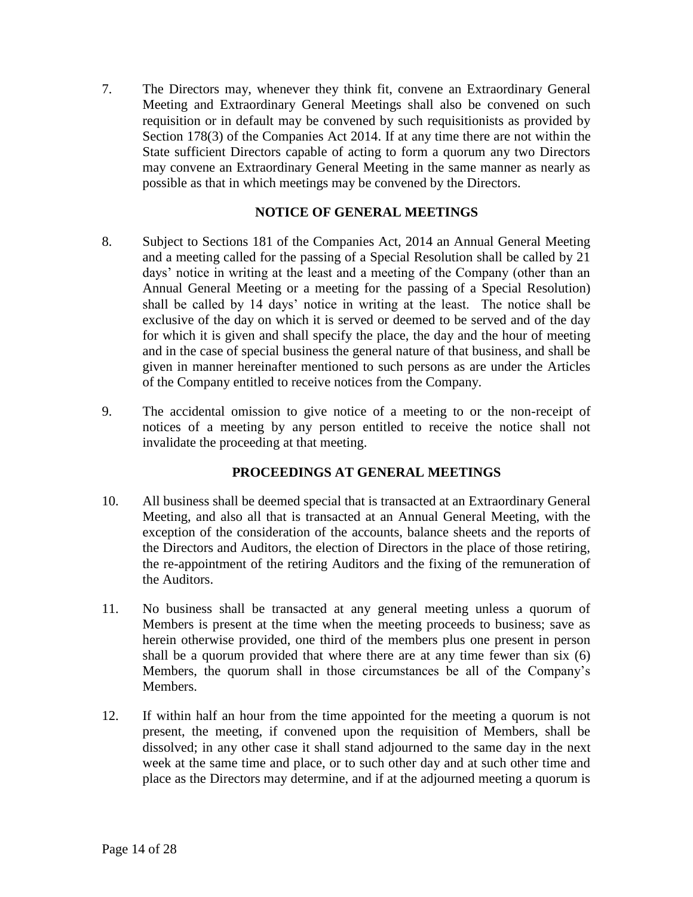7. The Directors may, whenever they think fit, convene an Extraordinary General Meeting and Extraordinary General Meetings shall also be convened on such requisition or in default may be convened by such requisitionists as provided by Section 178(3) of the Companies Act 2014. If at any time there are not within the State sufficient Directors capable of acting to form a quorum any two Directors may convene an Extraordinary General Meeting in the same manner as nearly as possible as that in which meetings may be convened by the Directors.

### NOTICE OF GENERAL MEETINGS

8. Subject to Sections 181 of the Companies Act, 2014 an Annual General Meeting and a meeting called for the passing of a Special Resolution shall be called by 21 days' notice in writing at the least and a meeting of the Company (other than an Annual General Meeting or a meeting for the passing of a Special Resolution) shall be called by 14 days' notice in writing at the least. The notice shall be exclusive of the day on which it is served or deemed to be served and of the day for which it is given and shall specify the place, the day and the hour of meeting and in the case of special business the general nature of that business, and shall be given in manner hereinafter mentioned to such persons as are under the Articles of the Company entitled to receive notices from the Company.

9. The accidental omission to give notice of a meeting to or the non-receipt of notices of a meeting by any person entitled to receive the notice shall not invalidate the proceeding at that meeting.

### PROCEEDINGS AT GENERAL MEETINGS

10. All business shall be deemed special that is transacted at an Extraordinary General Meeting, and also all that is transacted at an Annual General Meeting, with the exception of the consideration of the accounts, balance sheets and the reports of the Directors and Auditors, the election of Directors in the place of those retiring, the re-appointment of the retiring Auditors and the fixing of the remuneration of the Auditors.

11. No business shall be transacted at any general meeting unless a quorum of Members is present at the time when the meeting proceeds to business; save as herein otherwise provided, one third of the members plus one present in person shall be a quorum provided that where there are at any time fewer than six (6) Members, the quorum shall in those circumstances be all of the Company's Members.

12. If within half an hour from the time appointed for the meeting a quorum is not present, the meeting, if convened upon the requisition of Members, shall be dissolved; in any other case it shall stand adjourned to the same day in the next week at the same time and place, or to such other day and at such other time and place as the Directors may determine, and if at the adjourned meeting a quorum is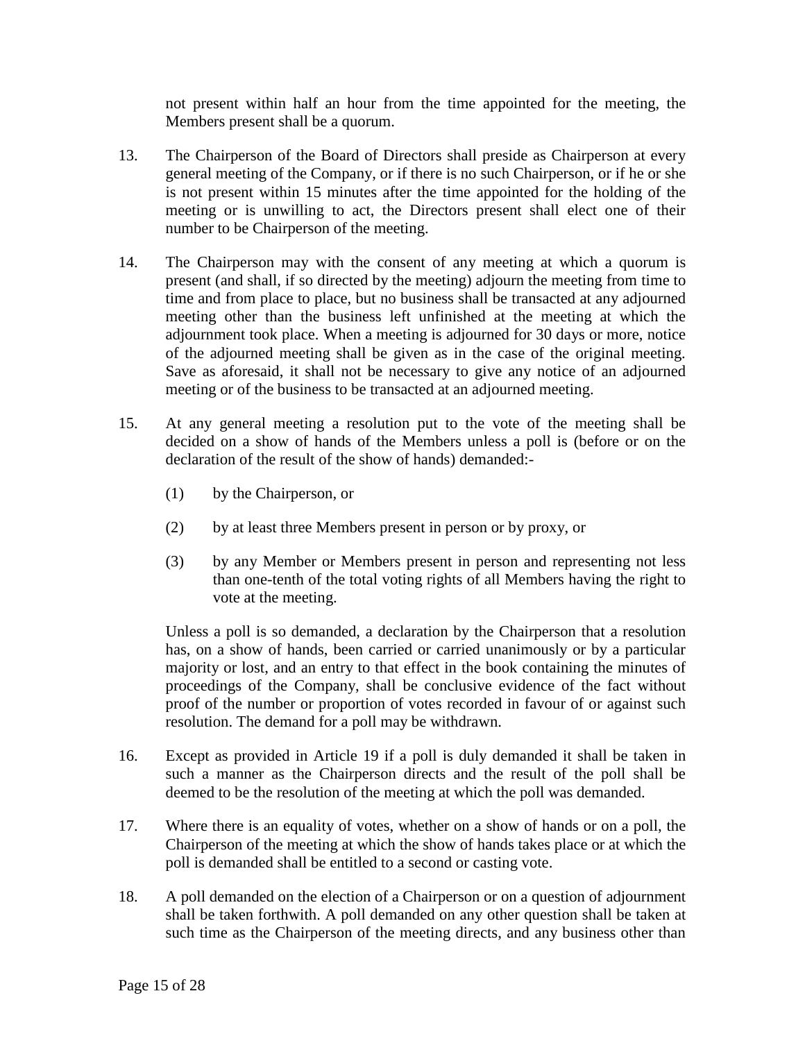not present within half an hour from the time appointed for the meeting, the Members present shall be a quorum.

13. The Chairperson of the Board of Directors shall preside as Chairperson at every general meeting of the Company, or if there is no such Chairperson, or if he or she is not present within 15 minutes after the time appointed for the holding of the meeting or is unwilling to act, the Directors present shall elect one of their number to be Chairperson of the meeting.

14. The Chairperson may with the consent of any meeting at which a quorum is present (and shall, if so directed by the meeting) adjourn the meeting from time to time and from place to place, but no business shall be transacted at any adjourned meeting other than the business left unfinished at the meeting at which the adjournment took place. When a meeting is adjourned for 30 days or more, notice of the adjourned meeting shall be given as in the case of the original meeting. Save as aforesaid, it shall not be necessary to give any notice of an adjourned meeting or of the business to be transacted at an adjourned meeting.

15. At any general meeting a resolution put to the vote of the meeting shall be decided on a show of hands of the Members unless a poll is (before or on the declaration of the result of the show of hands) demanded:-

    (1) by the Chairperson, or

    (2) by at least three Members present in person or by proxy, or

    (3) by any Member or Members present in person and representing not less than one-tenth of the total voting rights of all Members having the right to vote at the meeting.

    Unless a poll is so demanded, a declaration by the Chairperson that a resolution has, on a show of hands, been carried or carried unanimously or by a particular majority or lost, and an entry to that effect in the book containing the minutes of proceedings of the Company, shall be conclusive evidence of the fact without proof of the number or proportion of votes recorded in favour of or against such resolution. The demand for a poll may be withdrawn.

16. Except as provided in Article 19 if a poll is duly demanded it shall be taken in such a manner as the Chairperson directs and the result of the poll shall be deemed to be the resolution of the meeting at which the poll was demanded.

17. Where there is an equality of votes, whether on a show of hands or on a poll, the Chairperson of the meeting at which the show of hands takes place or at which the poll is demanded shall be entitled to a second or casting vote.

18. A poll demanded on the election of a Chairperson or on a question of adjournment shall be taken forthwith. A poll demanded on any other question shall be taken at such time as the Chairperson of the meeting directs, and any business other than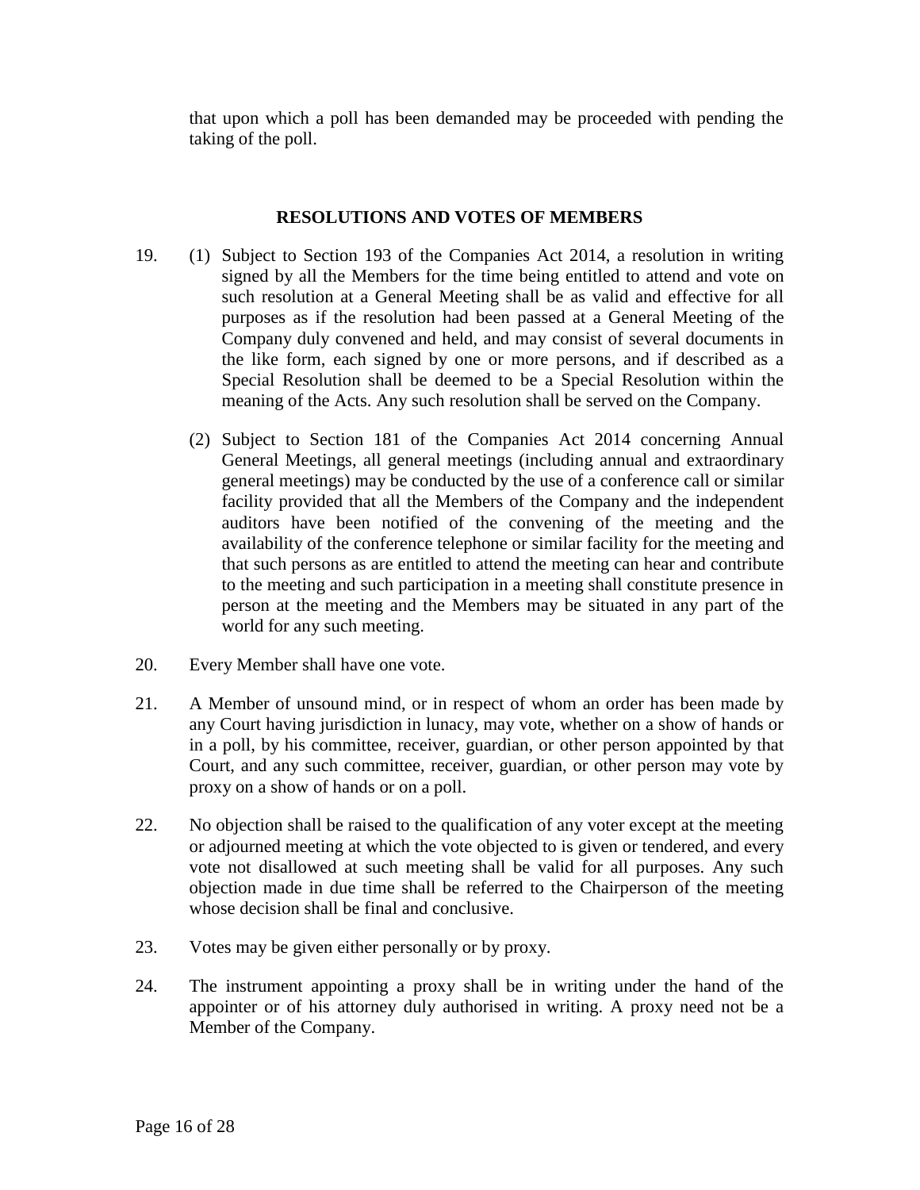that upon which a poll has been demanded may be proceeded with pending the taking of the poll.

## RESOLUTIONS AND VOTES OF MEMBERS

19. (1) Subject to Section 193 of the Companies Act 2014, a resolution in writing signed by all the Members for the time being entitled to attend and vote on such resolution at a General Meeting shall be as valid and effective for all purposes as if the resolution had been passed at a General Meeting of the Company duly convened and held, and may consist of several documents in the like form, each signed by one or more persons, and if described as a Special Resolution shall be deemed to be a Special Resolution within the meaning of the Acts. Any such resolution shall be served on the Company.

    (2) Subject to Section 181 of the Companies Act 2014 concerning Annual General Meetings, all general meetings (including annual and extraordinary general meetings) may be conducted by the use of a conference call or similar facility provided that all the Members of the Company and the independent auditors have been notified of the convening of the meeting and the availability of the conference telephone or similar facility for the meeting and that such persons as are entitled to attend the meeting can hear and contribute to the meeting and such participation in a meeting shall constitute presence in person at the meeting and the Members may be situated in any part of the world for any such meeting.

20. Every Member shall have one vote.

21. A Member of unsound mind, or in respect of whom an order has been made by any Court having jurisdiction in lunacy, may vote, whether on a show of hands or in a poll, by his committee, receiver, guardian, or other person appointed by that Court, and any such committee, receiver, guardian, or other person may vote by proxy on a show of hands or on a poll.

22. No objection shall be raised to the qualification of any voter except at the meeting or adjourned meeting at which the vote objected to is given or tendered, and every vote not disallowed at such meeting shall be valid for all purposes. Any such objection made in due time shall be referred to the Chairperson of the meeting whose decision shall be final and conclusive.

23. Votes may be given either personally or by proxy.

24. The instrument appointing a proxy shall be in writing under the hand of the appointer or of his attorney duly authorised in writing. A proxy need not be a Member of the Company.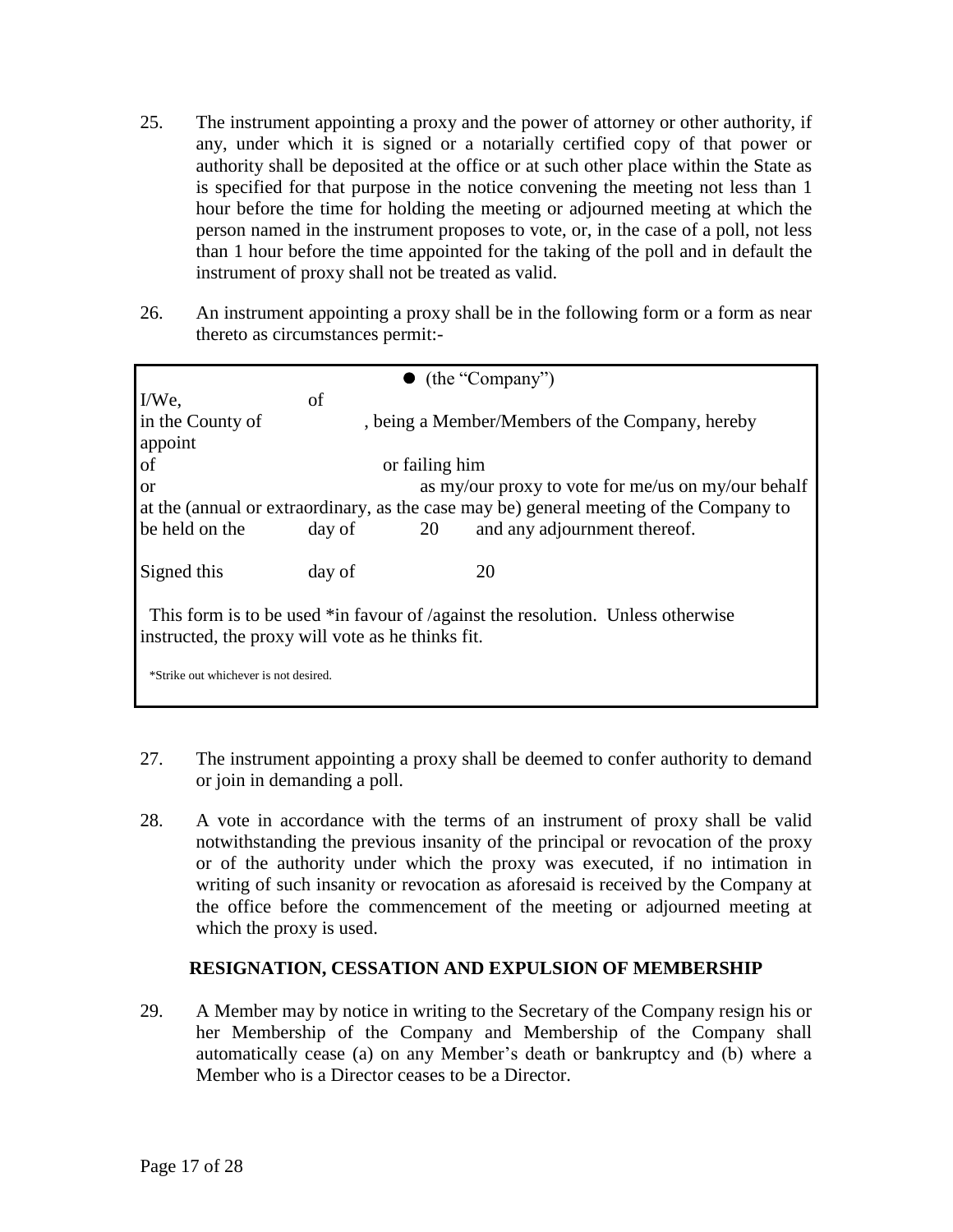25. The instrument appointing a proxy and the power of attorney or other authority, if any, under which it is signed or a notarially certified copy of that power or authority shall be deposited at the office or at such other place within the State as is specified for that purpose in the notice convening the meeting not less than 1 hour before the time for holding the meeting or adjourned meeting at which the person named in the instrument proposes to vote, or, in the case of a poll, not less than 1 hour before the time appointed for the taking of the poll and in default the instrument of proxy shall not be treated as valid.

26. An instrument appointing a proxy shall be in the following form or a form as near thereto as circumstances permit:-

> ● (the "Company")
>
> I/We, of
> in the County of , being a Member/Members of the Company, hereby appoint
> of or failing him
> or as my/our proxy to vote for me/us on my/our behalf at the (annual or extraordinary, as the case may be) general meeting of the Company to be held on the day of 20 and any adjournment thereof.
>
> Signed this day of 20
>
> This form is to be used *in favour of /against the resolution. Unless otherwise instructed, the proxy will vote as he thinks fit.
>
> *Strike out whichever is not desired.

27. The instrument appointing a proxy shall be deemed to confer authority to demand or join in demanding a poll.

28. A vote in accordance with the terms of an instrument of proxy shall be valid notwithstanding the previous insanity of the principal or revocation of the proxy or of the authority under which the proxy was executed, if no intimation in writing of such insanity or revocation as aforesaid is received by the Company at the office before the commencement of the meeting or adjourned meeting at which the proxy is used.

## RESIGNATION, CESSATION AND EXPULSION OF MEMBERSHIP

29. A Member may by notice in writing to the Secretary of the Company resign his or her Membership of the Company and Membership of the Company shall automatically cease (a) on any Member's death or bankruptcy and (b) where a Member who is a Director ceases to be a Director.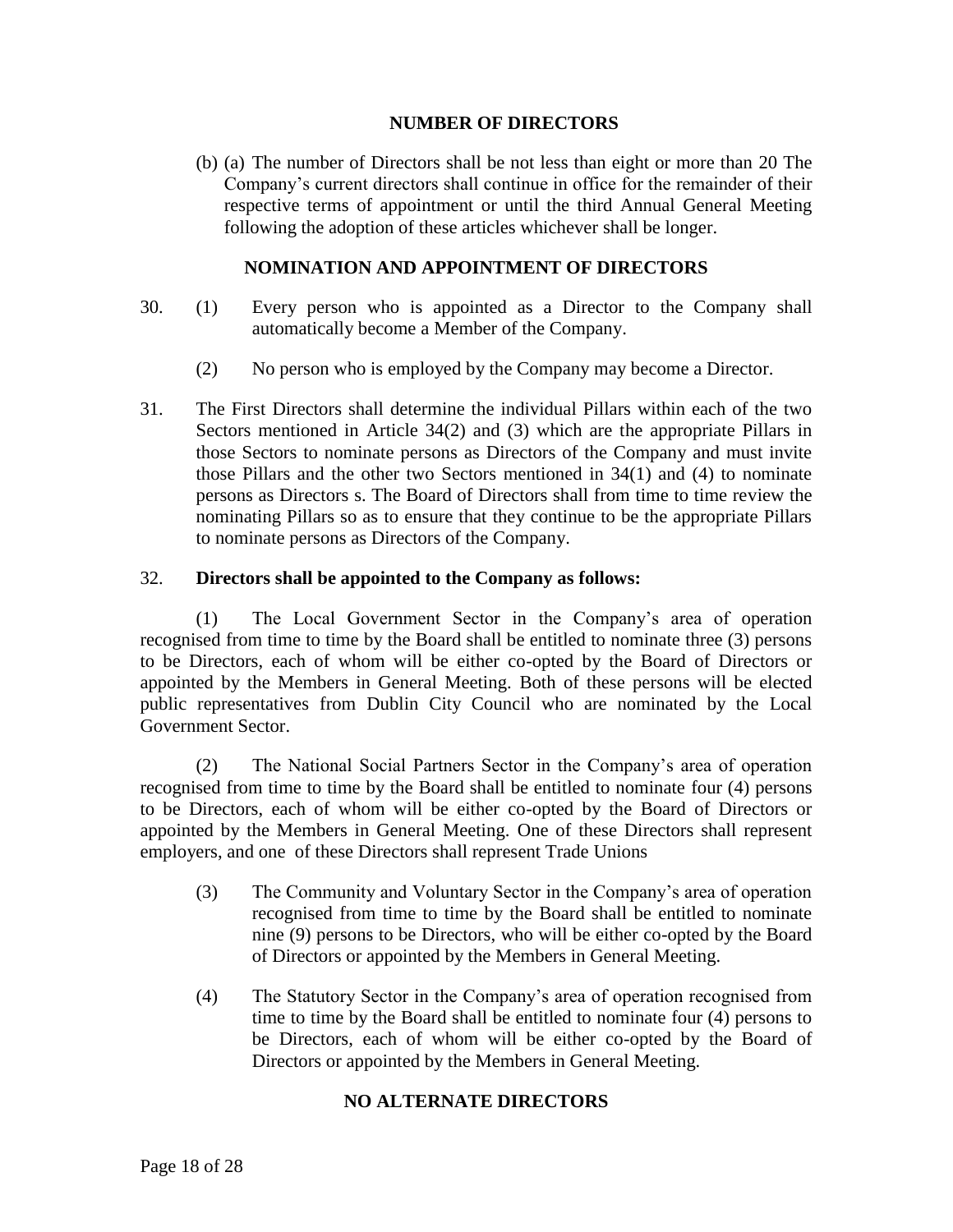## NUMBER OF DIRECTORS

(b) (a) The number of Directors shall be not less than eight or more than 20 The Company's current directors shall continue in office for the remainder of their respective terms of appointment or until the third Annual General Meeting following the adoption of these articles whichever shall be longer.

## NOMINATION AND APPOINTMENT OF DIRECTORS

30. (1) Every person who is appointed as a Director to the Company shall automatically become a Member of the Company.

    (2) No person who is employed by the Company may become a Director.

31. The First Directors shall determine the individual Pillars within each of the two Sectors mentioned in Article 34(2) and (3) which are the appropriate Pillars in those Sectors to nominate persons as Directors of the Company and must invite those Pillars and the other two Sectors mentioned in 34(1) and (4) to nominate persons as Directors s. The Board of Directors shall from time to time review the nominating Pillars so as to ensure that they continue to be the appropriate Pillars to nominate persons as Directors of the Company.

32. **Directors shall be appointed to the Company as follows:**

(1) The Local Government Sector in the Company's area of operation recognised from time to time by the Board shall be entitled to nominate three (3) persons to be Directors, each of whom will be either co-opted by the Board of Directors or appointed by the Members in General Meeting. Both of these persons will be elected public representatives from Dublin City Council who are nominated by the Local Government Sector.

(2) The National Social Partners Sector in the Company's area of operation recognised from time to time by the Board shall be entitled to nominate four (4) persons to be Directors, each of whom will be either co-opted by the Board of Directors or appointed by the Members in General Meeting. One of these Directors shall represent employers, and one of these Directors shall represent Trade Unions

(3) The Community and Voluntary Sector in the Company's area of operation recognised from time to time by the Board shall be entitled to nominate nine (9) persons to be Directors, who will be either co-opted by the Board of Directors or appointed by the Members in General Meeting.

(4) The Statutory Sector in the Company's area of operation recognised from time to time by the Board shall be entitled to nominate four (4) persons to be Directors, each of whom will be either co-opted by the Board of Directors or appointed by the Members in General Meeting.

## NO ALTERNATE DIRECTORS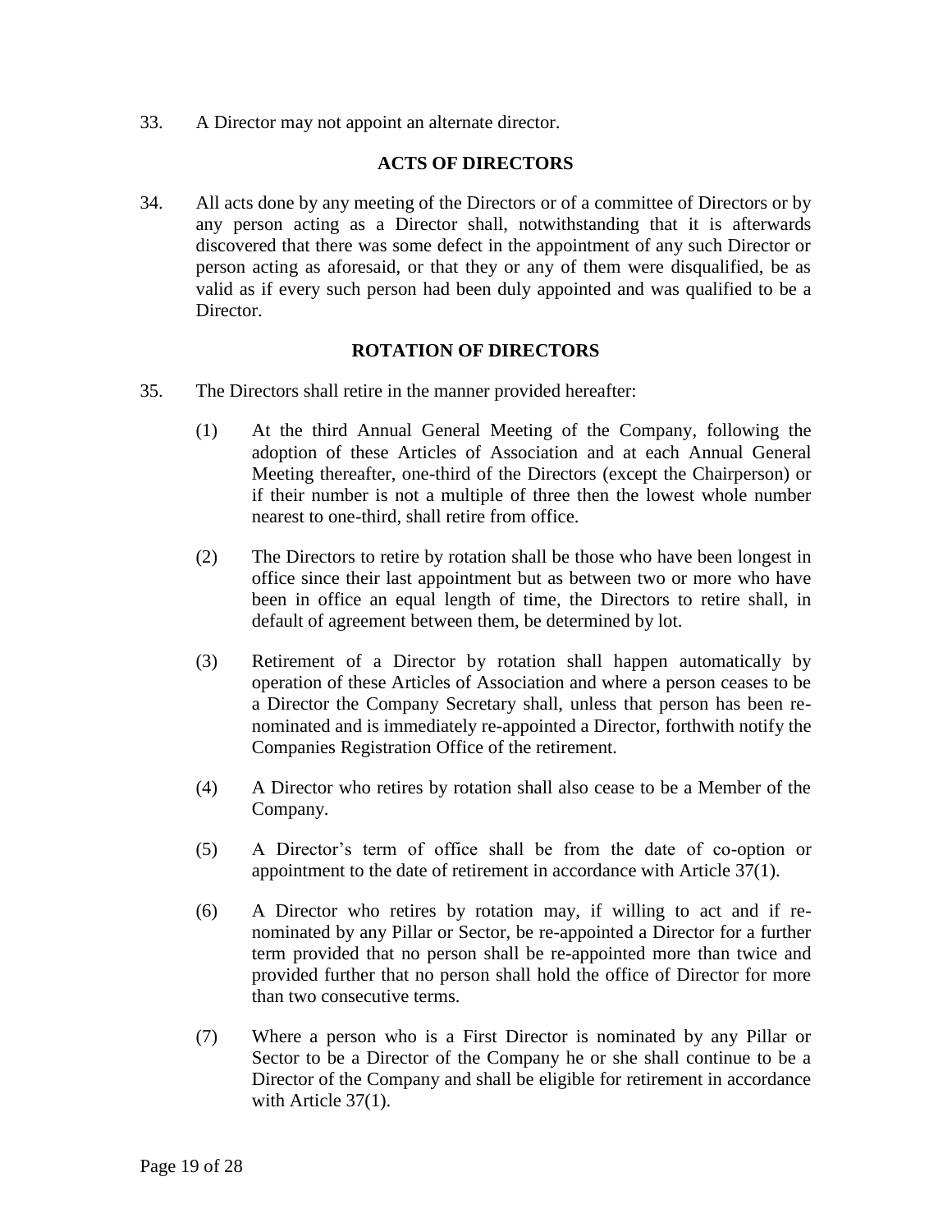33. A Director may not appoint an alternate director.

## ACTS OF DIRECTORS

34. All acts done by any meeting of the Directors or of a committee of Directors or by any person acting as a Director shall, notwithstanding that it is afterwards discovered that there was some defect in the appointment of any such Director or person acting as aforesaid, or that they or any of them were disqualified, be as valid as if every such person had been duly appointed and was qualified to be a Director.

## ROTATION OF DIRECTORS

35. The Directors shall retire in the manner provided hereafter:

    (1) At the third Annual General Meeting of the Company, following the adoption of these Articles of Association and at each Annual General Meeting thereafter, one-third of the Directors (except the Chairperson) or if their number is not a multiple of three then the lowest whole number nearest to one-third, shall retire from office.

    (2) The Directors to retire by rotation shall be those who have been longest in office since their last appointment but as between two or more who have been in office an equal length of time, the Directors to retire shall, in default of agreement between them, be determined by lot.

    (3) Retirement of a Director by rotation shall happen automatically by operation of these Articles of Association and where a person ceases to be a Director the Company Secretary shall, unless that person has been re-nominated and is immediately re-appointed a Director, forthwith notify the Companies Registration Office of the retirement.

    (4) A Director who retires by rotation shall also cease to be a Member of the Company.

    (5) A Director's term of office shall be from the date of co-option or appointment to the date of retirement in accordance with Article 37(1).

    (6) A Director who retires by rotation may, if willing to act and if re-nominated by any Pillar or Sector, be re-appointed a Director for a further term provided that no person shall be re-appointed more than twice and provided further that no person shall hold the office of Director for more than two consecutive terms.

    (7) Where a person who is a First Director is nominated by any Pillar or Sector to be a Director of the Company he or she shall continue to be a Director of the Company and shall be eligible for retirement in accordance with Article 37(1).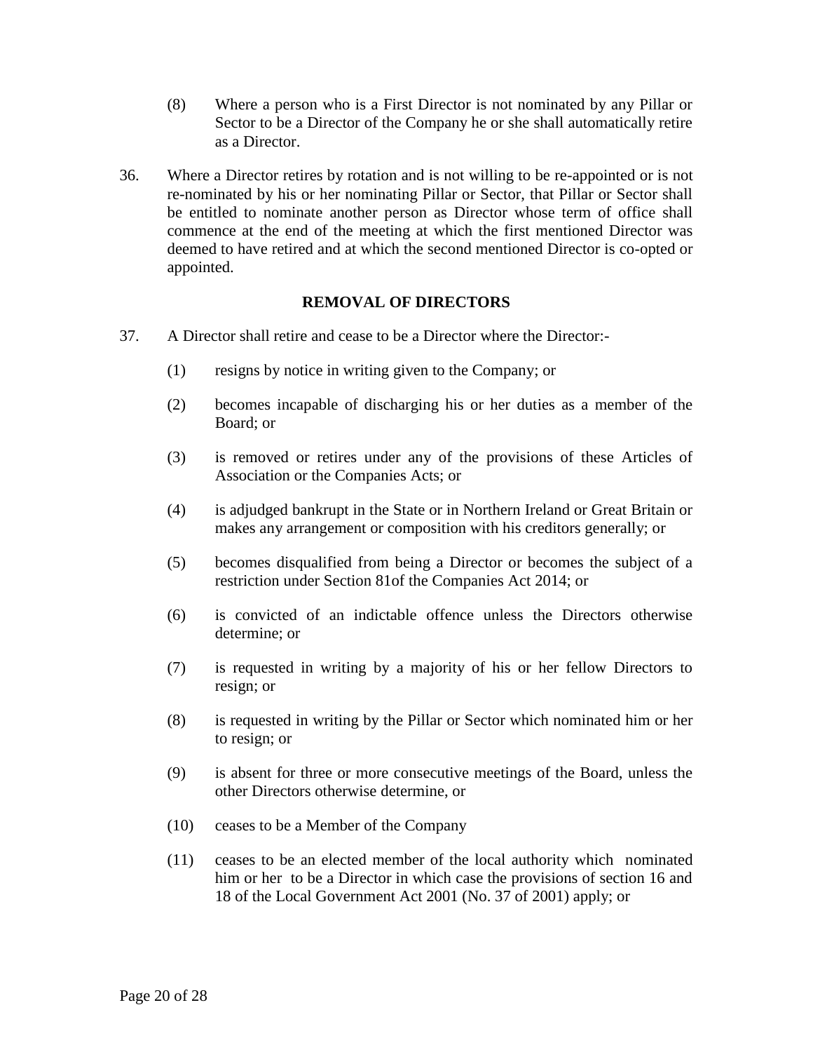(8) Where a person who is a First Director is not nominated by any Pillar or Sector to be a Director of the Company he or she shall automatically retire as a Director.

36. Where a Director retires by rotation and is not willing to be re-appointed or is not re-nominated by his or her nominating Pillar or Sector, that Pillar or Sector shall be entitled to nominate another person as Director whose term of office shall commence at the end of the meeting at which the first mentioned Director was deemed to have retired and at which the second mentioned Director is co-opted or appointed.

### REMOVAL OF DIRECTORS

37. A Director shall retire and cease to be a Director where the Director:-

    (1) resigns by notice in writing given to the Company; or

    (2) becomes incapable of discharging his or her duties as a member of the Board; or

    (3) is removed or retires under any of the provisions of these Articles of Association or the Companies Acts; or

    (4) is adjudged bankrupt in the State or in Northern Ireland or Great Britain or makes any arrangement or composition with his creditors generally; or

    (5) becomes disqualified from being a Director or becomes the subject of a restriction under Section 81of the Companies Act 2014; or

    (6) is convicted of an indictable offence unless the Directors otherwise determine; or

    (7) is requested in writing by a majority of his or her fellow Directors to resign; or

    (8) is requested in writing by the Pillar or Sector which nominated him or her to resign; or

    (9) is absent for three or more consecutive meetings of the Board, unless the other Directors otherwise determine, or

    (10) ceases to be a Member of the Company

    (11) ceases to be an elected member of the local authority which nominated him or her to be a Director in which case the provisions of section 16 and 18 of the Local Government Act 2001 (No. 37 of 2001) apply; or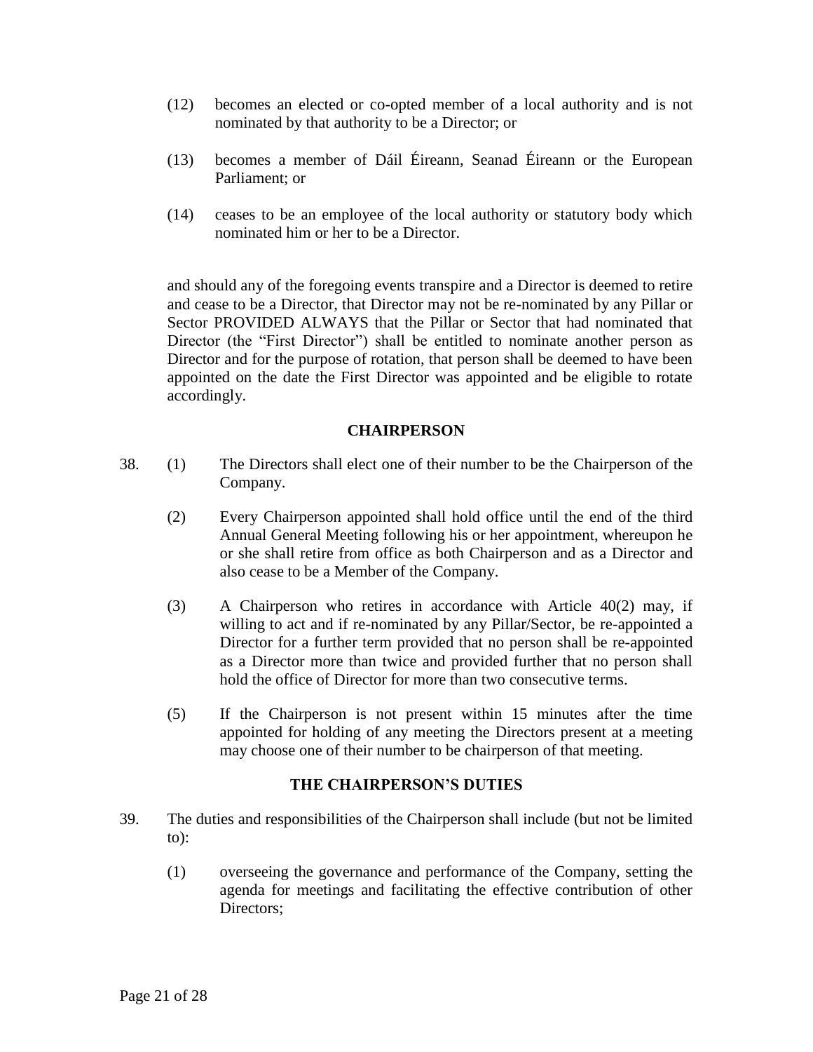(12) becomes an elected or co-opted member of a local authority and is not nominated by that authority to be a Director; or

(13) becomes a member of Dáil Éireann, Seanad Éireann or the European Parliament; or

(14) ceases to be an employee of the local authority or statutory body which nominated him or her to be a Director.

and should any of the foregoing events transpire and a Director is deemed to retire and cease to be a Director, that Director may not be re-nominated by any Pillar or Sector PROVIDED ALWAYS that the Pillar or Sector that had nominated that Director (the "First Director") shall be entitled to nominate another person as Director and for the purpose of rotation, that person shall be deemed to have been appointed on the date the First Director was appointed and be eligible to rotate accordingly.

## CHAIRPERSON

38. (1) The Directors shall elect one of their number to be the Chairperson of the Company.

(2) Every Chairperson appointed shall hold office until the end of the third Annual General Meeting following his or her appointment, whereupon he or she shall retire from office as both Chairperson and as a Director and also cease to be a Member of the Company.

(3) A Chairperson who retires in accordance with Article 40(2) may, if willing to act and if re-nominated by any Pillar/Sector, be re-appointed a Director for a further term provided that no person shall be re-appointed as a Director more than twice and provided further that no person shall hold the office of Director for more than two consecutive terms.

(5) If the Chairperson is not present within 15 minutes after the time appointed for holding of any meeting the Directors present at a meeting may choose one of their number to be chairperson of that meeting.

## THE CHAIRPERSON'S DUTIES

39. The duties and responsibilities of the Chairperson shall include (but not be limited to):

(1) overseeing the governance and performance of the Company, setting the agenda for meetings and facilitating the effective contribution of other Directors;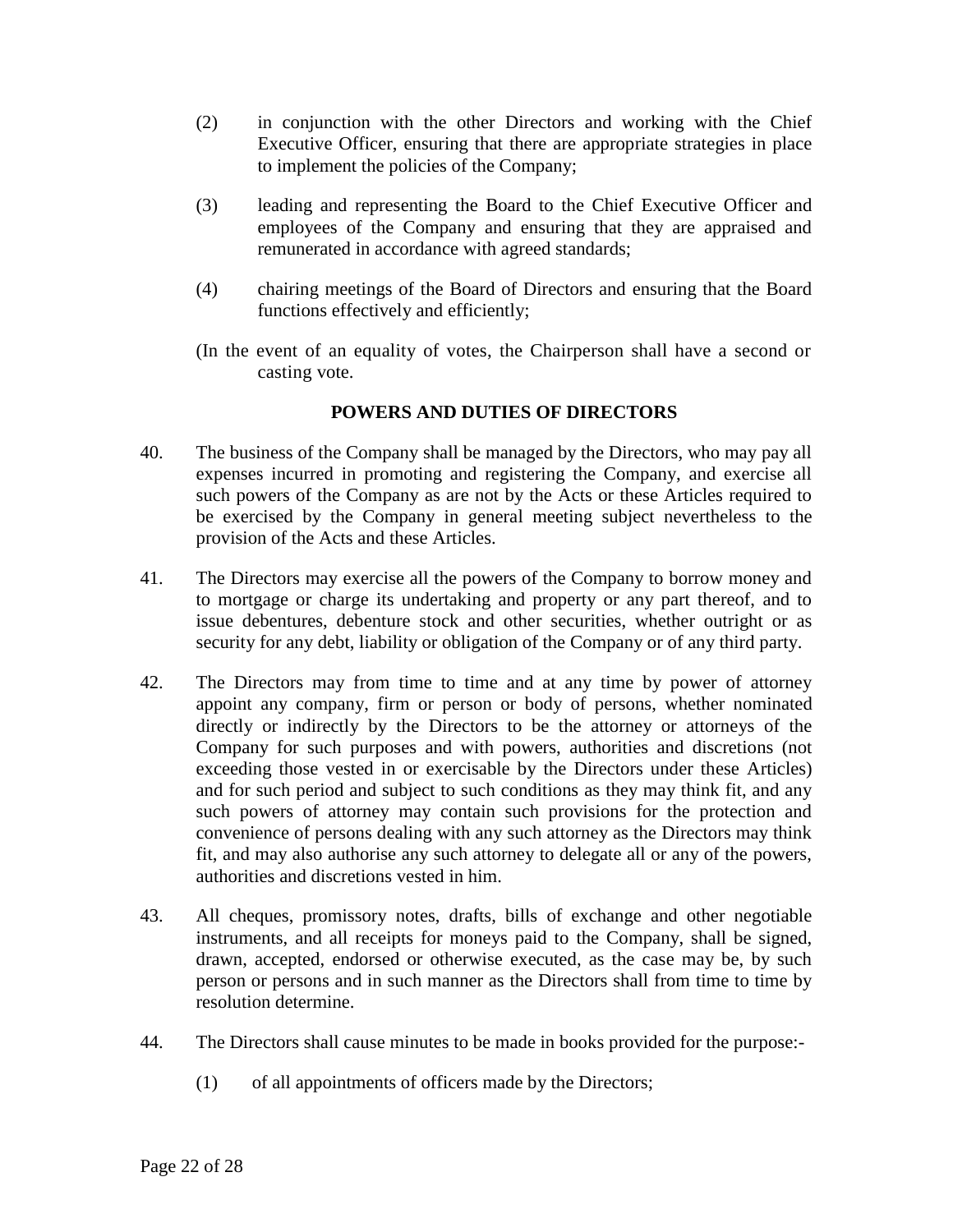(2) in conjunction with the other Directors and working with the Chief Executive Officer, ensuring that there are appropriate strategies in place to implement the policies of the Company;

(3) leading and representing the Board to the Chief Executive Officer and employees of the Company and ensuring that they are appraised and remunerated in accordance with agreed standards;

(4) chairing meetings of the Board of Directors and ensuring that the Board functions effectively and efficiently;

(In the event of an equality of votes, the Chairperson shall have a second or casting vote.

## POWERS AND DUTIES OF DIRECTORS

40. The business of the Company shall be managed by the Directors, who may pay all expenses incurred in promoting and registering the Company, and exercise all such powers of the Company as are not by the Acts or these Articles required to be exercised by the Company in general meeting subject nevertheless to the provision of the Acts and these Articles.

41. The Directors may exercise all the powers of the Company to borrow money and to mortgage or charge its undertaking and property or any part thereof, and to issue debentures, debenture stock and other securities, whether outright or as security for any debt, liability or obligation of the Company or of any third party.

42. The Directors may from time to time and at any time by power of attorney appoint any company, firm or person or body of persons, whether nominated directly or indirectly by the Directors to be the attorney or attorneys of the Company for such purposes and with powers, authorities and discretions (not exceeding those vested in or exercisable by the Directors under these Articles) and for such period and subject to such conditions as they may think fit, and any such powers of attorney may contain such provisions for the protection and convenience of persons dealing with any such attorney as the Directors may think fit, and may also authorise any such attorney to delegate all or any of the powers, authorities and discretions vested in him.

43. All cheques, promissory notes, drafts, bills of exchange and other negotiable instruments, and all receipts for moneys paid to the Company, shall be signed, drawn, accepted, endorsed or otherwise executed, as the case may be, by such person or persons and in such manner as the Directors shall from time to time by resolution determine.

44. The Directors shall cause minutes to be made in books provided for the purpose:-

(1) of all appointments of officers made by the Directors;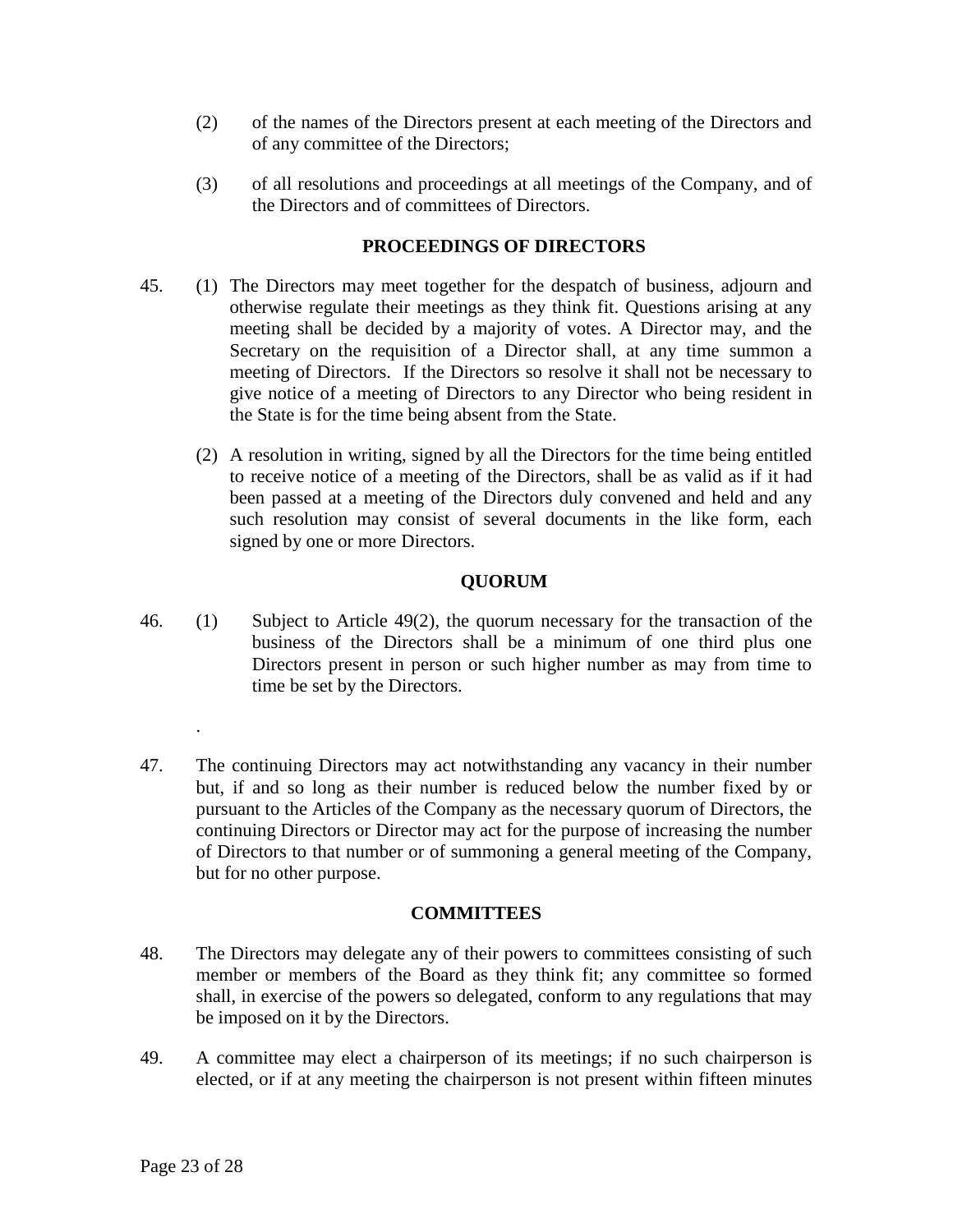(2) of the names of the Directors present at each meeting of the Directors and of any committee of the Directors;

(3) of all resolutions and proceedings at all meetings of the Company, and of the Directors and of committees of Directors.

## PROCEEDINGS OF DIRECTORS

45. (1) The Directors may meet together for the despatch of business, adjourn and otherwise regulate their meetings as they think fit. Questions arising at any meeting shall be decided by a majority of votes. A Director may, and the Secretary on the requisition of a Director shall, at any time summon a meeting of Directors. If the Directors so resolve it shall not be necessary to give notice of a meeting of Directors to any Director who being resident in the State is for the time being absent from the State.

(2) A resolution in writing, signed by all the Directors for the time being entitled to receive notice of a meeting of the Directors, shall be as valid as if it had been passed at a meeting of the Directors duly convened and held and any such resolution may consist of several documents in the like form, each signed by one or more Directors.

## QUORUM

46. (1) Subject to Article 49(2), the quorum necessary for the transaction of the business of the Directors shall be a minimum of one third plus one Directors present in person or such higher number as may from time to time be set by the Directors.

.

47. The continuing Directors may act notwithstanding any vacancy in their number but, if and so long as their number is reduced below the number fixed by or pursuant to the Articles of the Company as the necessary quorum of Directors, the continuing Directors or Director may act for the purpose of increasing the number of Directors to that number or of summoning a general meeting of the Company, but for no other purpose.

## COMMITTEES

48. The Directors may delegate any of their powers to committees consisting of such member or members of the Board as they think fit; any committee so formed shall, in exercise of the powers so delegated, conform to any regulations that may be imposed on it by the Directors.

49. A committee may elect a chairperson of its meetings; if no such chairperson is elected, or if at any meeting the chairperson is not present within fifteen minutes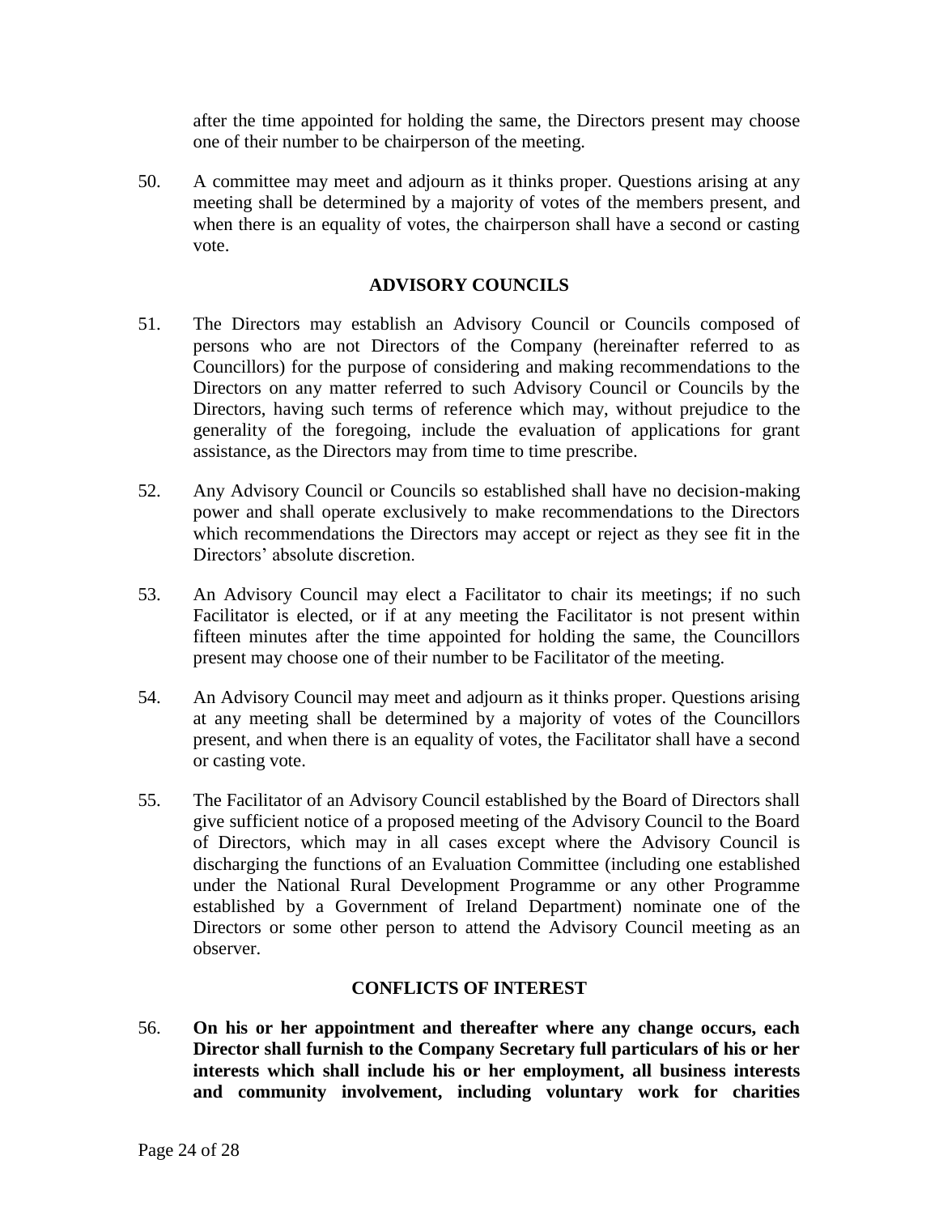after the time appointed for holding the same, the Directors present may choose one of their number to be chairperson of the meeting.

50. A committee may meet and adjourn as it thinks proper. Questions arising at any meeting shall be determined by a majority of votes of the members present, and when there is an equality of votes, the chairperson shall have a second or casting vote.

## ADVISORY COUNCILS

51. The Directors may establish an Advisory Council or Councils composed of persons who are not Directors of the Company (hereinafter referred to as Councillors) for the purpose of considering and making recommendations to the Directors on any matter referred to such Advisory Council or Councils by the Directors, having such terms of reference which may, without prejudice to the generality of the foregoing, include the evaluation of applications for grant assistance, as the Directors may from time to time prescribe.

52. Any Advisory Council or Councils so established shall have no decision-making power and shall operate exclusively to make recommendations to the Directors which recommendations the Directors may accept or reject as they see fit in the Directors' absolute discretion.

53. An Advisory Council may elect a Facilitator to chair its meetings; if no such Facilitator is elected, or if at any meeting the Facilitator is not present within fifteen minutes after the time appointed for holding the same, the Councillors present may choose one of their number to be Facilitator of the meeting.

54. An Advisory Council may meet and adjourn as it thinks proper. Questions arising at any meeting shall be determined by a majority of votes of the Councillors present, and when there is an equality of votes, the Facilitator shall have a second or casting vote.

55. The Facilitator of an Advisory Council established by the Board of Directors shall give sufficient notice of a proposed meeting of the Advisory Council to the Board of Directors, which may in all cases except where the Advisory Council is discharging the functions of an Evaluation Committee (including one established under the National Rural Development Programme or any other Programme established by a Government of Ireland Department) nominate one of the Directors or some other person to attend the Advisory Council meeting as an observer.

## CONFLICTS OF INTEREST

56. **On his or her appointment and thereafter where any change occurs, each Director shall furnish to the Company Secretary full particulars of his or her interests which shall include his or her employment, all business interests and community involvement, including voluntary work for charities**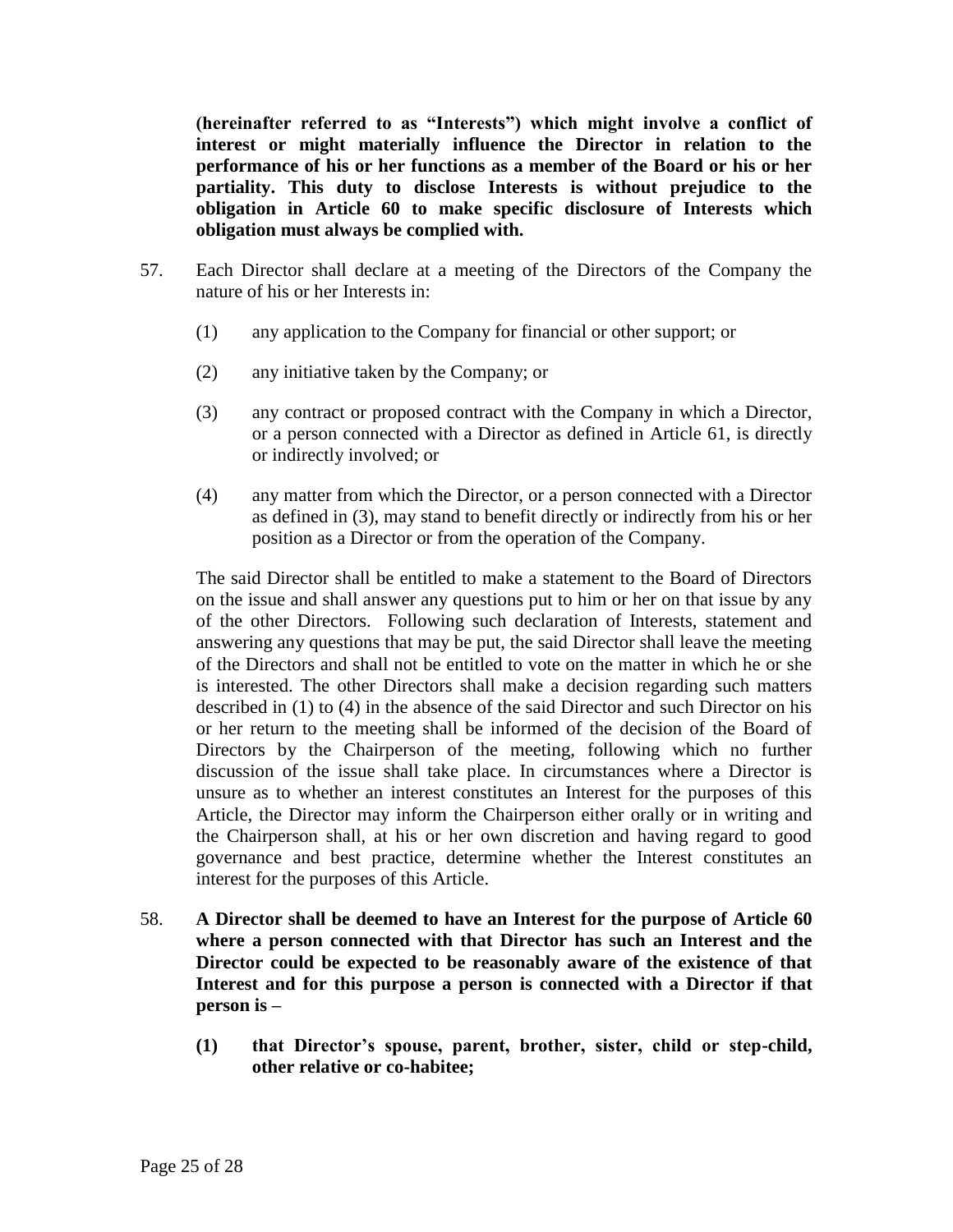**(hereinafter referred to as "Interests") which might involve a conflict of interest or might materially influence the Director in relation to the performance of his or her functions as a member of the Board or his or her partiality. This duty to disclose Interests is without prejudice to the obligation in Article 60 to make specific disclosure of Interests which obligation must always be complied with.**

57. Each Director shall declare at a meeting of the Directors of the Company the nature of his or her Interests in:

    (1) any application to the Company for financial or other support; or

    (2) any initiative taken by the Company; or

    (3) any contract or proposed contract with the Company in which a Director, or a person connected with a Director as defined in Article 61, is directly or indirectly involved; or

    (4) any matter from which the Director, or a person connected with a Director as defined in (3), may stand to benefit directly or indirectly from his or her position as a Director or from the operation of the Company.

    The said Director shall be entitled to make a statement to the Board of Directors on the issue and shall answer any questions put to him or her on that issue by any of the other Directors. Following such declaration of Interests, statement and answering any questions that may be put, the said Director shall leave the meeting of the Directors and shall not be entitled to vote on the matter in which he or she is interested. The other Directors shall make a decision regarding such matters described in (1) to (4) in the absence of the said Director and such Director on his or her return to the meeting shall be informed of the decision of the Board of Directors by the Chairperson of the meeting, following which no further discussion of the issue shall take place. In circumstances where a Director is unsure as to whether an interest constitutes an Interest for the purposes of this Article, the Director may inform the Chairperson either orally or in writing and the Chairperson shall, at his or her own discretion and having regard to good governance and best practice, determine whether the Interest constitutes an interest for the purposes of this Article.

58. **A Director shall be deemed to have an Interest for the purpose of Article 60 where a person connected with that Director has such an Interest and the Director could be expected to be reasonably aware of the existence of that Interest and for this purpose a person is connected with a Director if that person is –**

    **(1) that Director's spouse, parent, brother, sister, child or step-child, other relative or co-habitee;**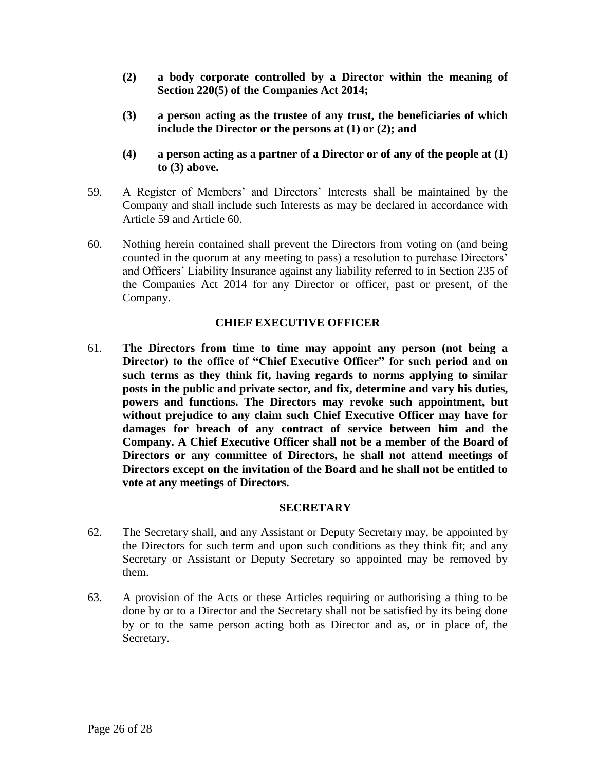**(2) a body corporate controlled by a Director within the meaning of Section 220(5) of the Companies Act 2014;**

**(3) a person acting as the trustee of any trust, the beneficiaries of which include the Director or the persons at (1) or (2); and**

**(4) a person acting as a partner of a Director or of any of the people at (1) to (3) above.**

59. A Register of Members' and Directors' Interests shall be maintained by the Company and shall include such Interests as may be declared in accordance with Article 59 and Article 60.

60. Nothing herein contained shall prevent the Directors from voting on (and being counted in the quorum at any meeting to pass) a resolution to purchase Directors' and Officers' Liability Insurance against any liability referred to in Section 235 of the Companies Act 2014 for any Director or officer, past or present, of the Company.

## CHIEF EXECUTIVE OFFICER

61. **The Directors from time to time may appoint any person (not being a Director) to the office of "Chief Executive Officer" for such period and on such terms as they think fit, having regards to norms applying to similar posts in the public and private sector, and fix, determine and vary his duties, powers and functions. The Directors may revoke such appointment, but without prejudice to any claim such Chief Executive Officer may have for damages for breach of any contract of service between him and the Company. A Chief Executive Officer shall not be a member of the Board of Directors or any committee of Directors, he shall not attend meetings of Directors except on the invitation of the Board and he shall not be entitled to vote at any meetings of Directors.**

## SECRETARY

62. The Secretary shall, and any Assistant or Deputy Secretary may, be appointed by the Directors for such term and upon such conditions as they think fit; and any Secretary or Assistant or Deputy Secretary so appointed may be removed by them.

63. A provision of the Acts or these Articles requiring or authorising a thing to be done by or to a Director and the Secretary shall not be satisfied by its being done by or to the same person acting both as Director and as, or in place of, the Secretary.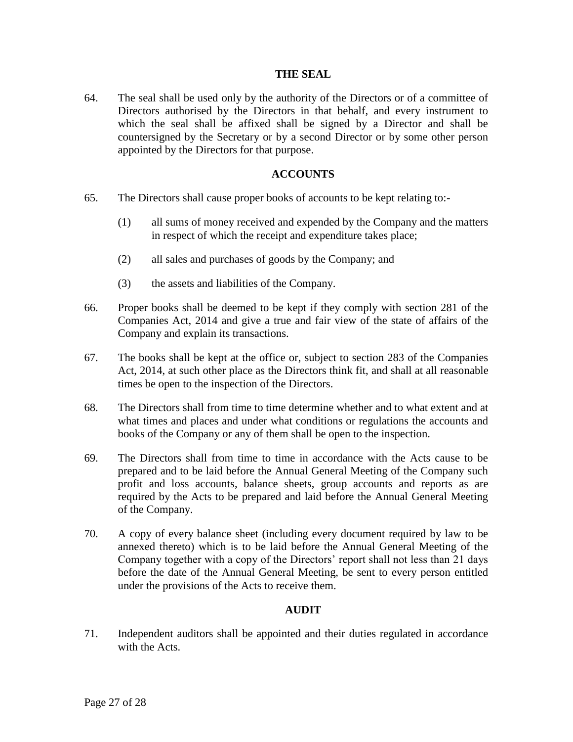## THE SEAL

64. The seal shall be used only by the authority of the Directors or of a committee of Directors authorised by the Directors in that behalf, and every instrument to which the seal shall be affixed shall be signed by a Director and shall be countersigned by the Secretary or by a second Director or by some other person appointed by the Directors for that purpose.

## ACCOUNTS

65. The Directors shall cause proper books of accounts to be kept relating to:-

    (1) all sums of money received and expended by the Company and the matters in respect of which the receipt and expenditure takes place;

    (2) all sales and purchases of goods by the Company; and

    (3) the assets and liabilities of the Company.

66. Proper books shall be deemed to be kept if they comply with section 281 of the Companies Act, 2014 and give a true and fair view of the state of affairs of the Company and explain its transactions.

67. The books shall be kept at the office or, subject to section 283 of the Companies Act, 2014, at such other place as the Directors think fit, and shall at all reasonable times be open to the inspection of the Directors.

68. The Directors shall from time to time determine whether and to what extent and at what times and places and under what conditions or regulations the accounts and books of the Company or any of them shall be open to the inspection.

69. The Directors shall from time to time in accordance with the Acts cause to be prepared and to be laid before the Annual General Meeting of the Company such profit and loss accounts, balance sheets, group accounts and reports as are required by the Acts to be prepared and laid before the Annual General Meeting of the Company.

70. A copy of every balance sheet (including every document required by law to be annexed thereto) which is to be laid before the Annual General Meeting of the Company together with a copy of the Directors' report shall not less than 21 days before the date of the Annual General Meeting, be sent to every person entitled under the provisions of the Acts to receive them.

## AUDIT

71. Independent auditors shall be appointed and their duties regulated in accordance with the Acts.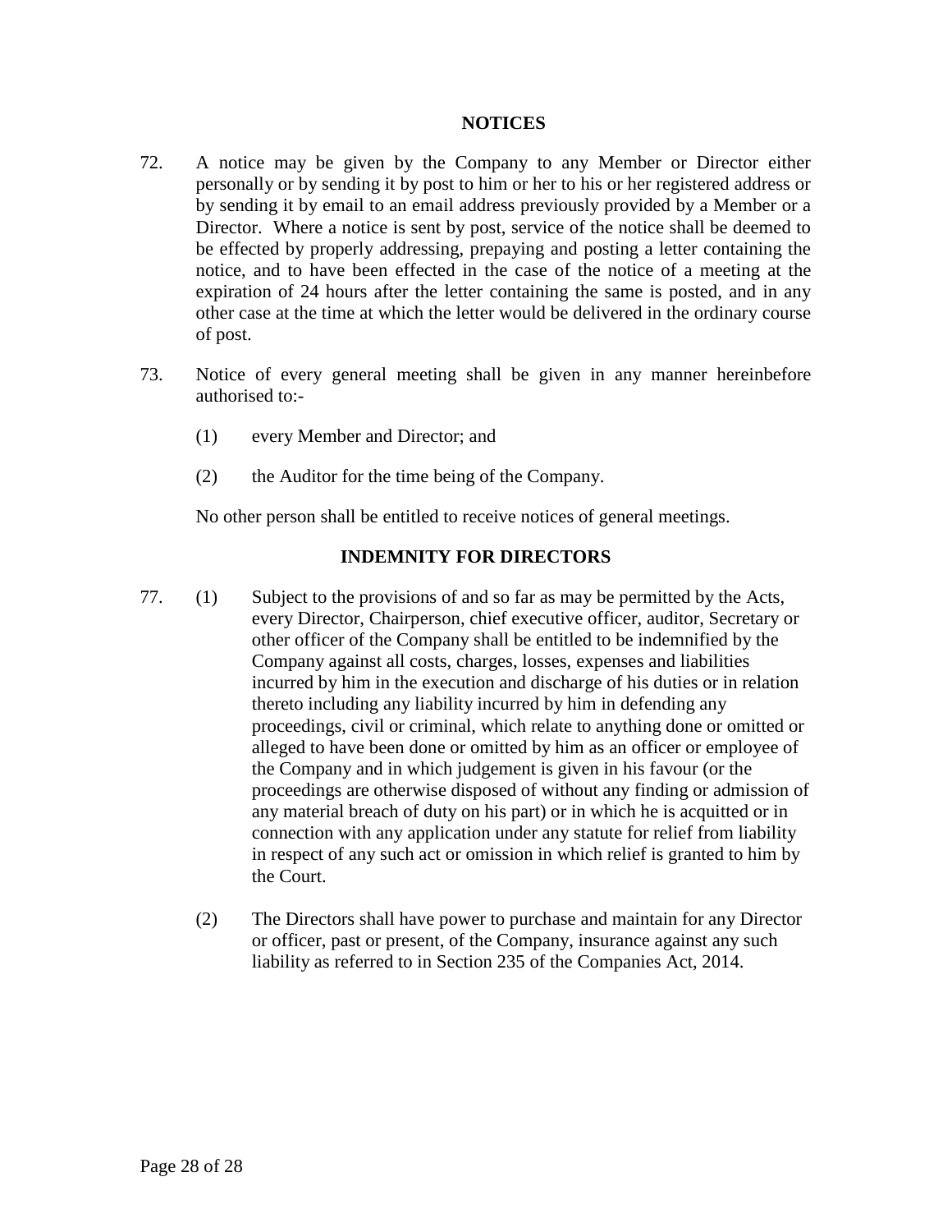## NOTICES

72. A notice may be given by the Company to any Member or Director either personally or by sending it by post to him or her to his or her registered address or by sending it by email to an email address previously provided by a Member or a Director. Where a notice is sent by post, service of the notice shall be deemed to be effected by properly addressing, prepaying and posting a letter containing the notice, and to have been effected in the case of the notice of a meeting at the expiration of 24 hours after the letter containing the same is posted, and in any other case at the time at which the letter would be delivered in the ordinary course of post.

73. Notice of every general meeting shall be given in any manner hereinbefore authorised to:-

    (1) every Member and Director; and

    (2) the Auditor for the time being of the Company.

    No other person shall be entitled to receive notices of general meetings.

## INDEMNITY FOR DIRECTORS

77. (1) Subject to the provisions of and so far as may be permitted by the Acts, every Director, Chairperson, chief executive officer, auditor, Secretary or other officer of the Company shall be entitled to be indemnified by the Company against all costs, charges, losses, expenses and liabilities incurred by him in the execution and discharge of his duties or in relation thereto including any liability incurred by him in defending any proceedings, civil or criminal, which relate to anything done or omitted or alleged to have been done or omitted by him as an officer or employee of the Company and in which judgement is given in his favour (or the proceedings are otherwise disposed of without any finding or admission of any material breach of duty on his part) or in which he is acquitted or in connection with any application under any statute for relief from liability in respect of any such act or omission in which relief is granted to him by the Court.

    (2) The Directors shall have power to purchase and maintain for any Director or officer, past or present, of the Company, insurance against any such liability as referred to in Section 235 of the Companies Act, 2014.